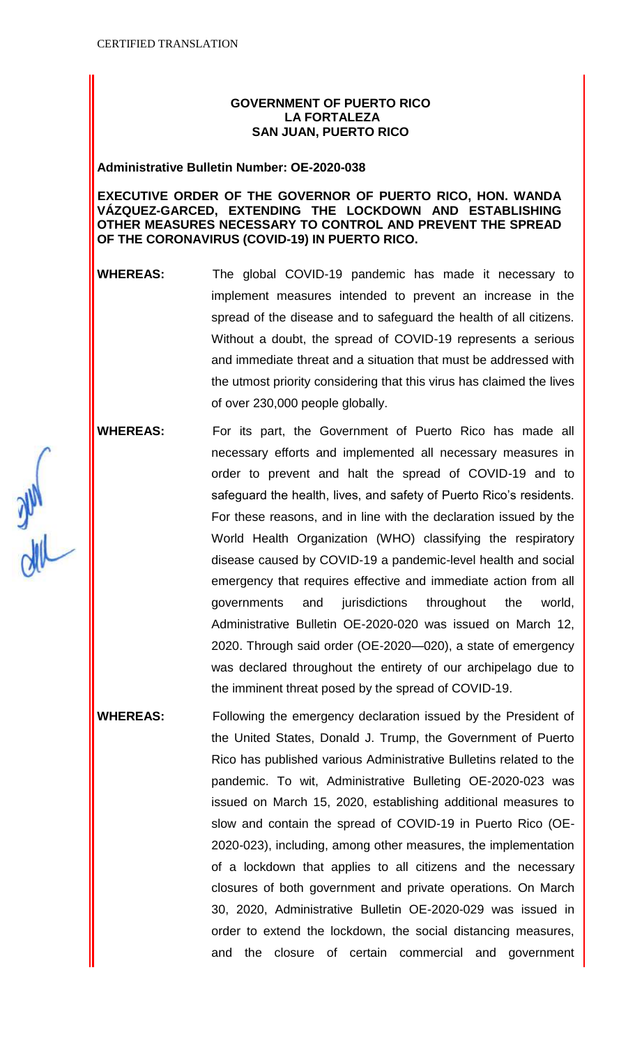CERTIFIED TRANSLATION

**GOVERNMENT OF PUERTO RICO**
**LA FORTALEZA**
**SAN JUAN, PUERTO RICO**

**Administrative Bulletin Number: OE-2020-038**

**EXECUTIVE ORDER OF THE GOVERNOR OF PUERTO RICO, HON. WANDA VÁZQUEZ-GARCED, EXTENDING THE LOCKDOWN AND ESTABLISHING OTHER MEASURES NECESSARY TO CONTROL AND PREVENT THE SPREAD OF THE CORONAVIRUS (COVID-19) IN PUERTO RICO.**

**WHEREAS:** The global COVID-19 pandemic has made it necessary to implement measures intended to prevent an increase in the spread of the disease and to safeguard the health of all citizens. Without a doubt, the spread of COVID-19 represents a serious and immediate threat and a situation that must be addressed with the utmost priority considering that this virus has claimed the lives of over 230,000 people globally.

**WHEREAS:** For its part, the Government of Puerto Rico has made all necessary efforts and implemented all necessary measures in order to prevent and halt the spread of COVID-19 and to safeguard the health, lives, and safety of Puerto Rico's residents. For these reasons, and in line with the declaration issued by the World Health Organization (WHO) classifying the respiratory disease caused by COVID-19 a pandemic-level health and social emergency that requires effective and immediate action from all governments and jurisdictions throughout the world, Administrative Bulletin OE-2020-020 was issued on March 12, 2020. Through said order (OE-2020—020), a state of emergency was declared throughout the entirety of our archipelago due to the imminent threat posed by the spread of COVID-19.

**WHEREAS:** Following the emergency declaration issued by the President of the United States, Donald J. Trump, the Government of Puerto Rico has published various Administrative Bulletins related to the pandemic. To wit, Administrative Bulleting OE-2020-023 was issued on March 15, 2020, establishing additional measures to slow and contain the spread of COVID-19 in Puerto Rico (OE-2020-023), including, among other measures, the implementation of a lockdown that applies to all citizens and the necessary closures of both government and private operations. On March 30, 2020, Administrative Bulletin OE-2020-029 was issued in order to extend the lockdown, the social distancing measures, and the closure of certain commercial and government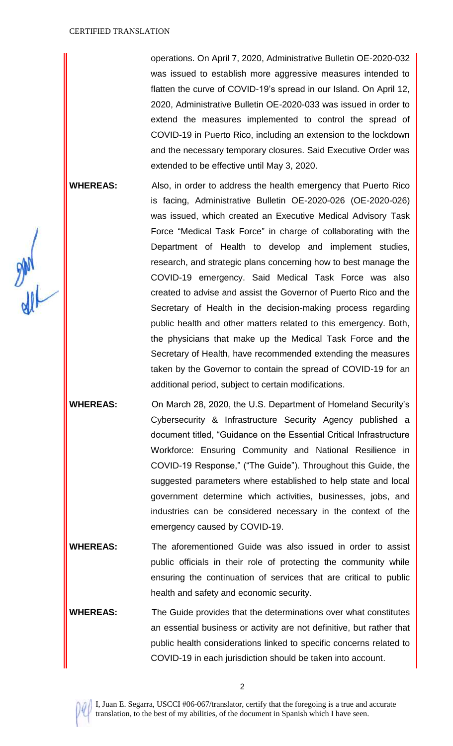operations. On April 7, 2020, Administrative Bulletin OE-2020-032 was issued to establish more aggressive measures intended to flatten the curve of COVID-19's spread in our Island. On April 12, 2020, Administrative Bulletin OE-2020-033 was issued in order to extend the measures implemented to control the spread of COVID-19 in Puerto Rico, including an extension to the lockdown and the necessary temporary closures. Said Executive Order was extended to be effective until May 3, 2020.

**WHEREAS:** Also, in order to address the health emergency that Puerto Rico is facing, Administrative Bulletin OE-2020-026 (OE-2020-026) was issued, which created an Executive Medical Advisory Task Force "Medical Task Force" in charge of collaborating with the Department of Health to develop and implement studies, research, and strategic plans concerning how to best manage the COVID-19 emergency. Said Medical Task Force was also created to advise and assist the Governor of Puerto Rico and the Secretary of Health in the decision-making process regarding public health and other matters related to this emergency. Both, the physicians that make up the Medical Task Force and the Secretary of Health, have recommended extending the measures taken by the Governor to contain the spread of COVID-19 for an additional period, subject to certain modifications.

**WHEREAS:** On March 28, 2020, the U.S. Department of Homeland Security's Cybersecurity & Infrastructure Security Agency published a document titled, "Guidance on the Essential Critical Infrastructure Workforce: Ensuring Community and National Resilience in COVID-19 Response," ("The Guide"). Throughout this Guide, the suggested parameters where established to help state and local government determine which activities, businesses, jobs, and industries can be considered necessary in the context of the emergency caused by COVID-19.

**WHEREAS:** The aforementioned Guide was also issued in order to assist public officials in their role of protecting the community while ensuring the continuation of services that are critical to public health and safety and economic security.

**WHEREAS:** The Guide provides that the determinations over what constitutes an essential business or activity are not definitive, but rather that public health considerations linked to specific concerns related to COVID-19 in each jurisdiction should be taken into account.

I, Juan E. Segarra, USCCI #06-067/translator, certify that the foregoing is a true and accurate translation, to the best of my abilities, of the document in Spanish which I have seen.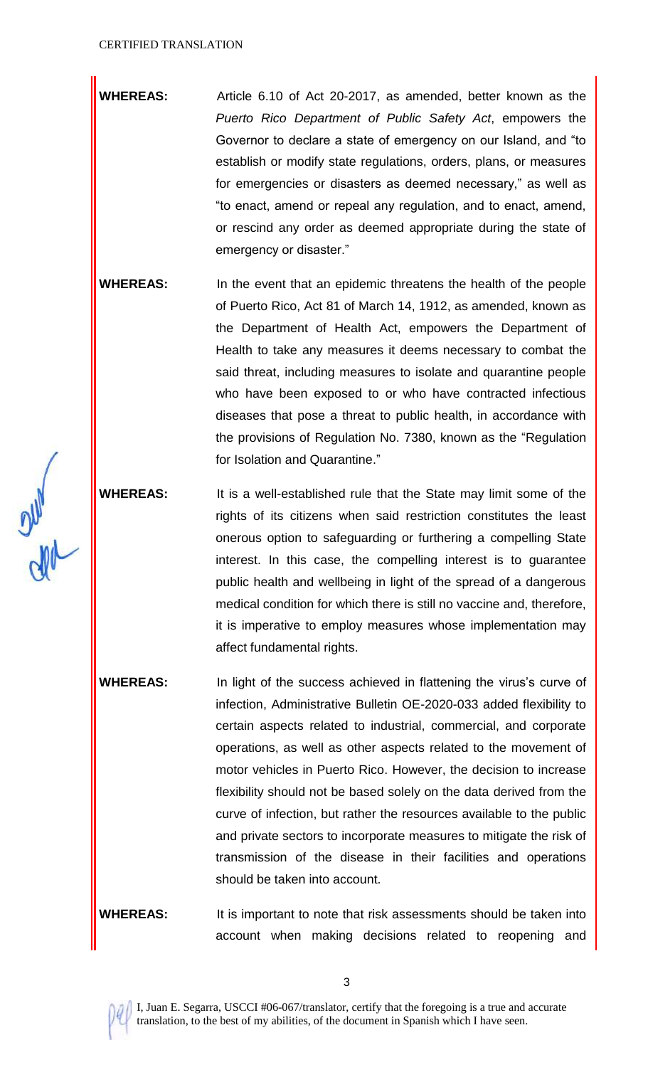**WHEREAS:** Article 6.10 of Act 20-2017, as amended, better known as the *Puerto Rico Department of Public Safety Act*, empowers the Governor to declare a state of emergency on our Island, and "to establish or modify state regulations, orders, plans, or measures for emergencies or disasters as deemed necessary," as well as "to enact, amend or repeal any regulation, and to enact, amend, or rescind any order as deemed appropriate during the state of emergency or disaster."

**WHEREAS:** In the event that an epidemic threatens the health of the people of Puerto Rico, Act 81 of March 14, 1912, as amended, known as the Department of Health Act, empowers the Department of Health to take any measures it deems necessary to combat the said threat, including measures to isolate and quarantine people who have been exposed to or who have contracted infectious diseases that pose a threat to public health, in accordance with the provisions of Regulation No. 7380, known as the "Regulation for Isolation and Quarantine."

**WHEREAS:** It is a well-established rule that the State may limit some of the rights of its citizens when said restriction constitutes the least onerous option to safeguarding or furthering a compelling State interest. In this case, the compelling interest is to guarantee public health and wellbeing in light of the spread of a dangerous medical condition for which there is still no vaccine and, therefore, it is imperative to employ measures whose implementation may affect fundamental rights.

**WHEREAS:** In light of the success achieved in flattening the virus's curve of infection, Administrative Bulletin OE-2020-033 added flexibility to certain aspects related to industrial, commercial, and corporate operations, as well as other aspects related to the movement of motor vehicles in Puerto Rico. However, the decision to increase flexibility should not be based solely on the data derived from the curve of infection, but rather the resources available to the public and private sectors to incorporate measures to mitigate the risk of transmission of the disease in their facilities and operations should be taken into account.

**WHEREAS:** It is important to note that risk assessments should be taken into account when making decisions related to reopening and

I, Juan E. Segarra, USCCI #06-067/translator, certify that the foregoing is a true and accurate translation, to the best of my abilities, of the document in Spanish which I have seen.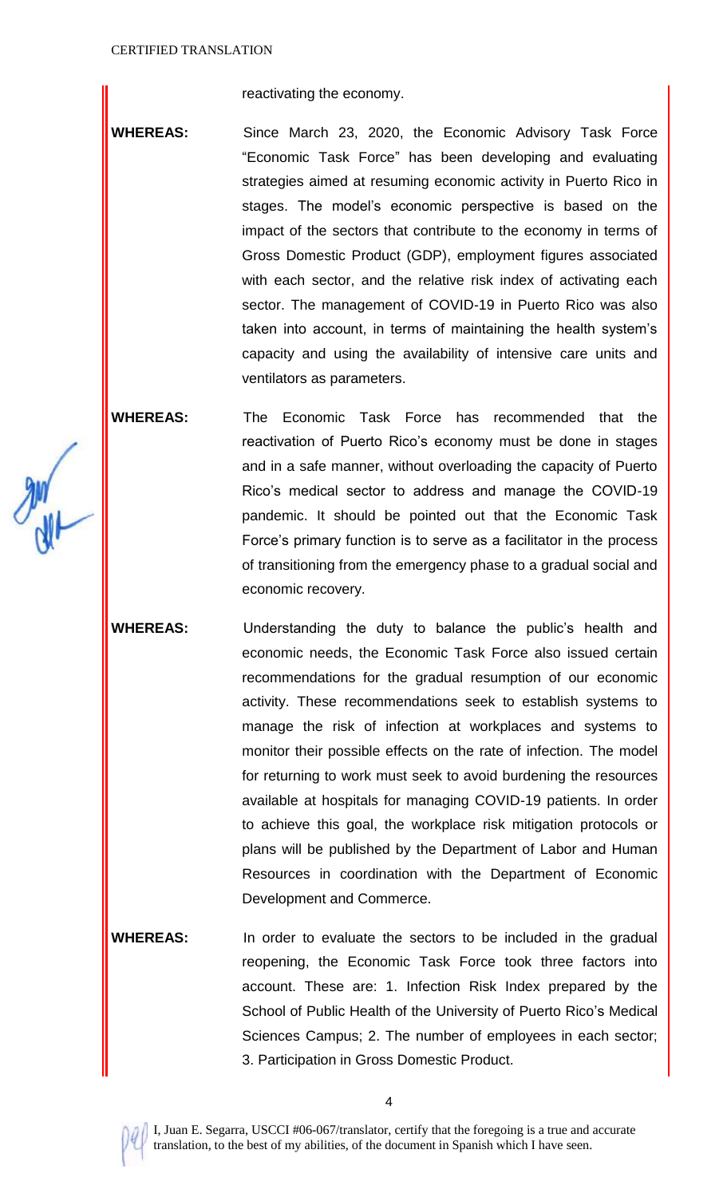reactivating the economy.

**WHEREAS:** Since March 23, 2020, the Economic Advisory Task Force "Economic Task Force" has been developing and evaluating strategies aimed at resuming economic activity in Puerto Rico in stages. The model's economic perspective is based on the impact of the sectors that contribute to the economy in terms of Gross Domestic Product (GDP), employment figures associated with each sector, and the relative risk index of activating each sector. The management of COVID-19 in Puerto Rico was also taken into account, in terms of maintaining the health system's capacity and using the availability of intensive care units and ventilators as parameters.

**WHEREAS:** The Economic Task Force has recommended that the reactivation of Puerto Rico's economy must be done in stages and in a safe manner, without overloading the capacity of Puerto Rico's medical sector to address and manage the COVID-19 pandemic. It should be pointed out that the Economic Task Force's primary function is to serve as a facilitator in the process of transitioning from the emergency phase to a gradual social and economic recovery.

**WHEREAS:** Understanding the duty to balance the public's health and economic needs, the Economic Task Force also issued certain recommendations for the gradual resumption of our economic activity. These recommendations seek to establish systems to manage the risk of infection at workplaces and systems to monitor their possible effects on the rate of infection. The model for returning to work must seek to avoid burdening the resources available at hospitals for managing COVID-19 patients. In order to achieve this goal, the workplace risk mitigation protocols or plans will be published by the Department of Labor and Human Resources in coordination with the Department of Economic Development and Commerce.

**WHEREAS:** In order to evaluate the sectors to be included in the gradual reopening, the Economic Task Force took three factors into account. These are: 1. Infection Risk Index prepared by the School of Public Health of the University of Puerto Rico's Medical Sciences Campus; 2. The number of employees in each sector; 3. Participation in Gross Domestic Product.

I, Juan E. Segarra, USCCI #06-067/translator, certify that the foregoing is a true and accurate translation, to the best of my abilities, of the document in Spanish which I have seen.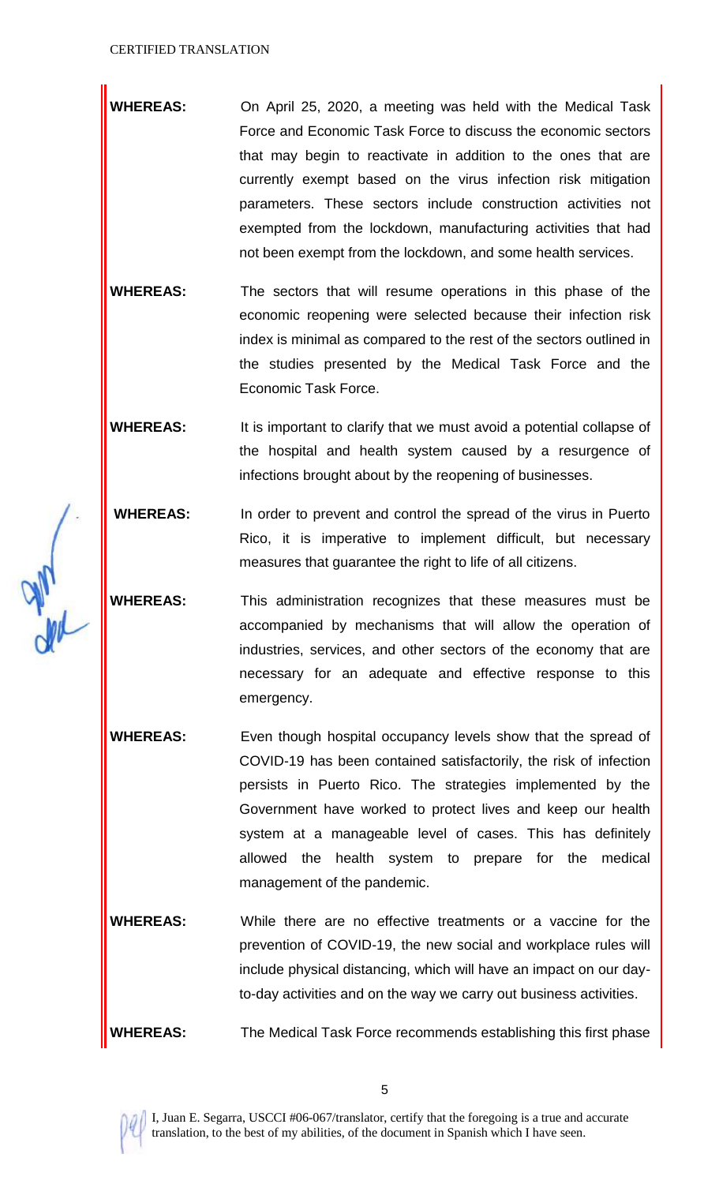**WHEREAS:** On April 25, 2020, a meeting was held with the Medical Task Force and Economic Task Force to discuss the economic sectors that may begin to reactivate in addition to the ones that are currently exempt based on the virus infection risk mitigation parameters. These sectors include construction activities not exempted from the lockdown, manufacturing activities that had not been exempt from the lockdown, and some health services.

**WHEREAS:** The sectors that will resume operations in this phase of the economic reopening were selected because their infection risk index is minimal as compared to the rest of the sectors outlined in the studies presented by the Medical Task Force and the Economic Task Force.

**WHEREAS:** It is important to clarify that we must avoid a potential collapse of the hospital and health system caused by a resurgence of infections brought about by the reopening of businesses.

**WHEREAS:** In order to prevent and control the spread of the virus in Puerto Rico, it is imperative to implement difficult, but necessary measures that guarantee the right to life of all citizens.

**WHEREAS:** This administration recognizes that these measures must be accompanied by mechanisms that will allow the operation of industries, services, and other sectors of the economy that are necessary for an adequate and effective response to this emergency.

**WHEREAS:** Even though hospital occupancy levels show that the spread of COVID-19 has been contained satisfactorily, the risk of infection persists in Puerto Rico. The strategies implemented by the Government have worked to protect lives and keep our health system at a manageable level of cases. This has definitely allowed the health system to prepare for the medical management of the pandemic.

**WHEREAS:** While there are no effective treatments or a vaccine for the prevention of COVID-19, the new social and workplace rules will include physical distancing, which will have an impact on our day-to-day activities and on the way we carry out business activities.

**WHEREAS:** The Medical Task Force recommends establishing this first phase

I, Juan E. Segarra, USCCI #06-067/translator, certify that the foregoing is a true and accurate translation, to the best of my abilities, of the document in Spanish which I have seen.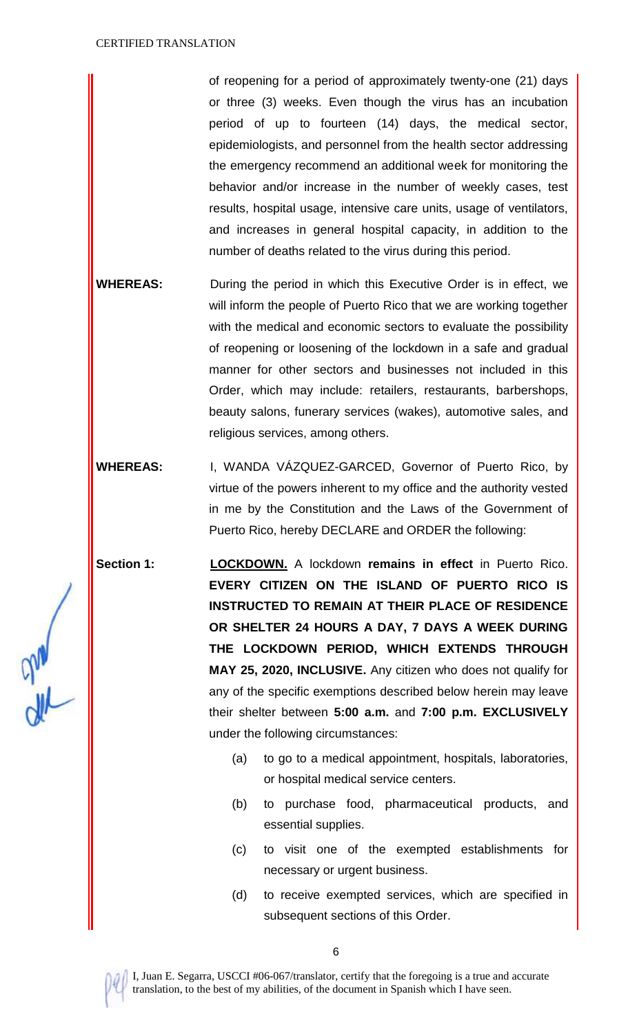of reopening for a period of approximately twenty-one (21) days or three (3) weeks. Even though the virus has an incubation period of up to fourteen (14) days, the medical sector, epidemiologists, and personnel from the health sector addressing the emergency recommend an additional week for monitoring the behavior and/or increase in the number of weekly cases, test results, hospital usage, intensive care units, usage of ventilators, and increases in general hospital capacity, in addition to the number of deaths related to the virus during this period.

**WHEREAS:** During the period in which this Executive Order is in effect, we will inform the people of Puerto Rico that we are working together with the medical and economic sectors to evaluate the possibility of reopening or loosening of the lockdown in a safe and gradual manner for other sectors and businesses not included in this Order, which may include: retailers, restaurants, barbershops, beauty salons, funerary services (wakes), automotive sales, and religious services, among others.

**WHEREAS:** I, WANDA VÁZQUEZ-GARCED, Governor of Puerto Rico, by virtue of the powers inherent to my office and the authority vested in me by the Constitution and the Laws of the Government of Puerto Rico, hereby DECLARE and ORDER the following:

**Section 1:** **LOCKDOWN.** A lockdown **remains in effect** in Puerto Rico. **EVERY CITIZEN ON THE ISLAND OF PUERTO RICO IS INSTRUCTED TO REMAIN AT THEIR PLACE OF RESIDENCE OR SHELTER 24 HOURS A DAY, 7 DAYS A WEEK DURING THE LOCKDOWN PERIOD, WHICH EXTENDS THROUGH MAY 25, 2020, INCLUSIVE.** Any citizen who does not qualify for any of the specific exemptions described below herein may leave their shelter between **5:00 a.m.** and **7:00 p.m. EXCLUSIVELY** under the following circumstances:

(a) to go to a medical appointment, hospitals, laboratories, or hospital medical service centers.

(b) to purchase food, pharmaceutical products, and essential supplies.

(c) to visit one of the exempted establishments for necessary or urgent business.

(d) to receive exempted services, which are specified in subsequent sections of this Order.

I, Juan E. Segarra, USCCI #06-067/translator, certify that the foregoing is a true and accurate translation, to the best of my abilities, of the document in Spanish which I have seen.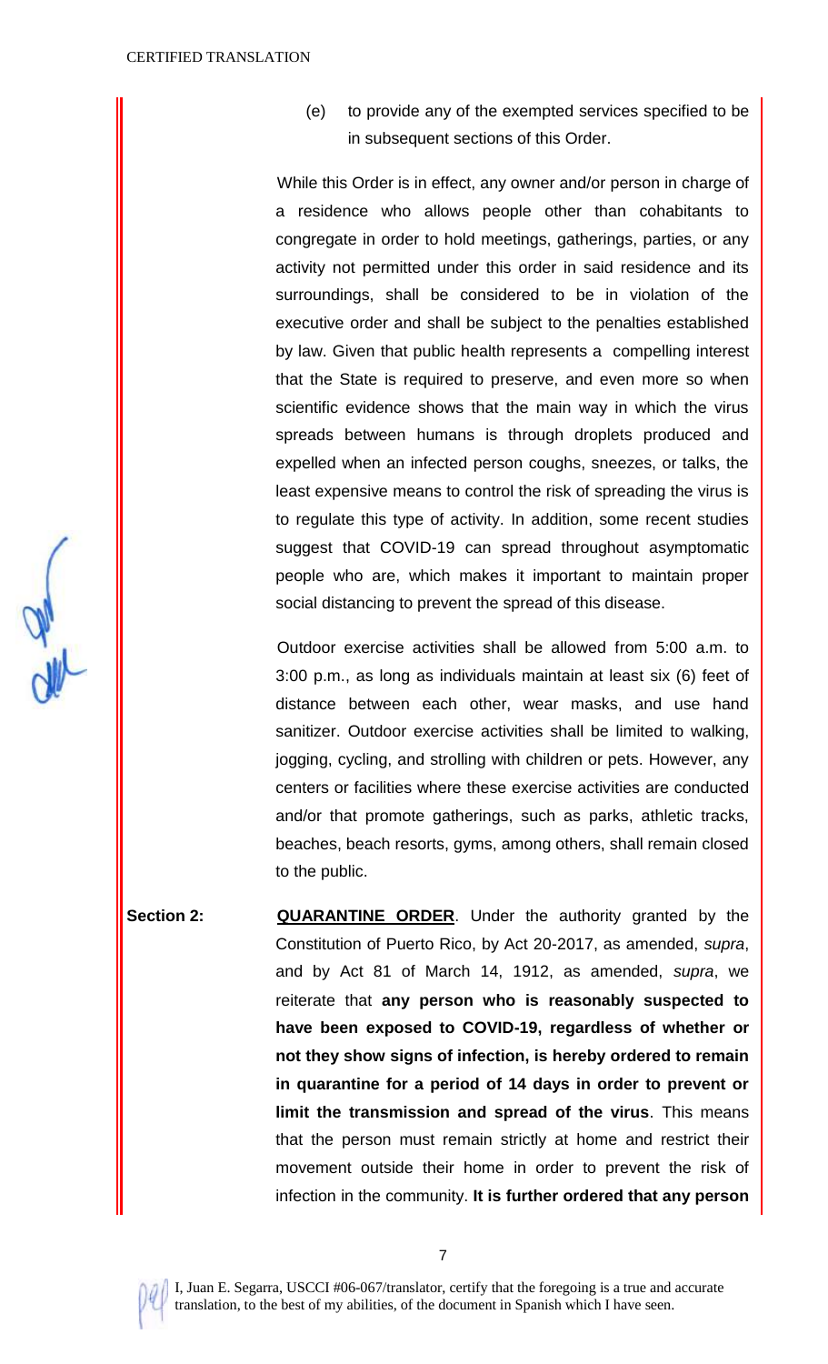(e) to provide any of the exempted services specified to be in subsequent sections of this Order.

While this Order is in effect, any owner and/or person in charge of a residence who allows people other than cohabitants to congregate in order to hold meetings, gatherings, parties, or any activity not permitted under this order in said residence and its surroundings, shall be considered to be in violation of the executive order and shall be subject to the penalties established by law. Given that public health represents a compelling interest that the State is required to preserve, and even more so when scientific evidence shows that the main way in which the virus spreads between humans is through droplets produced and expelled when an infected person coughs, sneezes, or talks, the least expensive means to control the risk of spreading the virus is to regulate this type of activity. In addition, some recent studies suggest that COVID-19 can spread throughout asymptomatic people who are, which makes it important to maintain proper social distancing to prevent the spread of this disease.

Outdoor exercise activities shall be allowed from 5:00 a.m. to 3:00 p.m., as long as individuals maintain at least six (6) feet of distance between each other, wear masks, and use hand sanitizer. Outdoor exercise activities shall be limited to walking, jogging, cycling, and strolling with children or pets. However, any centers or facilities where these exercise activities are conducted and/or that promote gatherings, such as parks, athletic tracks, beaches, beach resorts, gyms, among others, shall remain closed to the public.

**Section 2:** **QUARANTINE ORDER**. Under the authority granted by the Constitution of Puerto Rico, by Act 20-2017, as amended, *supra*, and by Act 81 of March 14, 1912, as amended, *supra*, we reiterate that **any person who is reasonably suspected to have been exposed to COVID-19, regardless of whether or not they show signs of infection, is hereby ordered to remain in quarantine for a period of 14 days in order to prevent or limit the transmission and spread of the virus**. This means that the person must remain strictly at home and restrict their movement outside their home in order to prevent the risk of infection in the community. **It is further ordered that any person**

I, Juan E. Segarra, USCCI #06-067/translator, certify that the foregoing is a true and accurate translation, to the best of my abilities, of the document in Spanish which I have seen.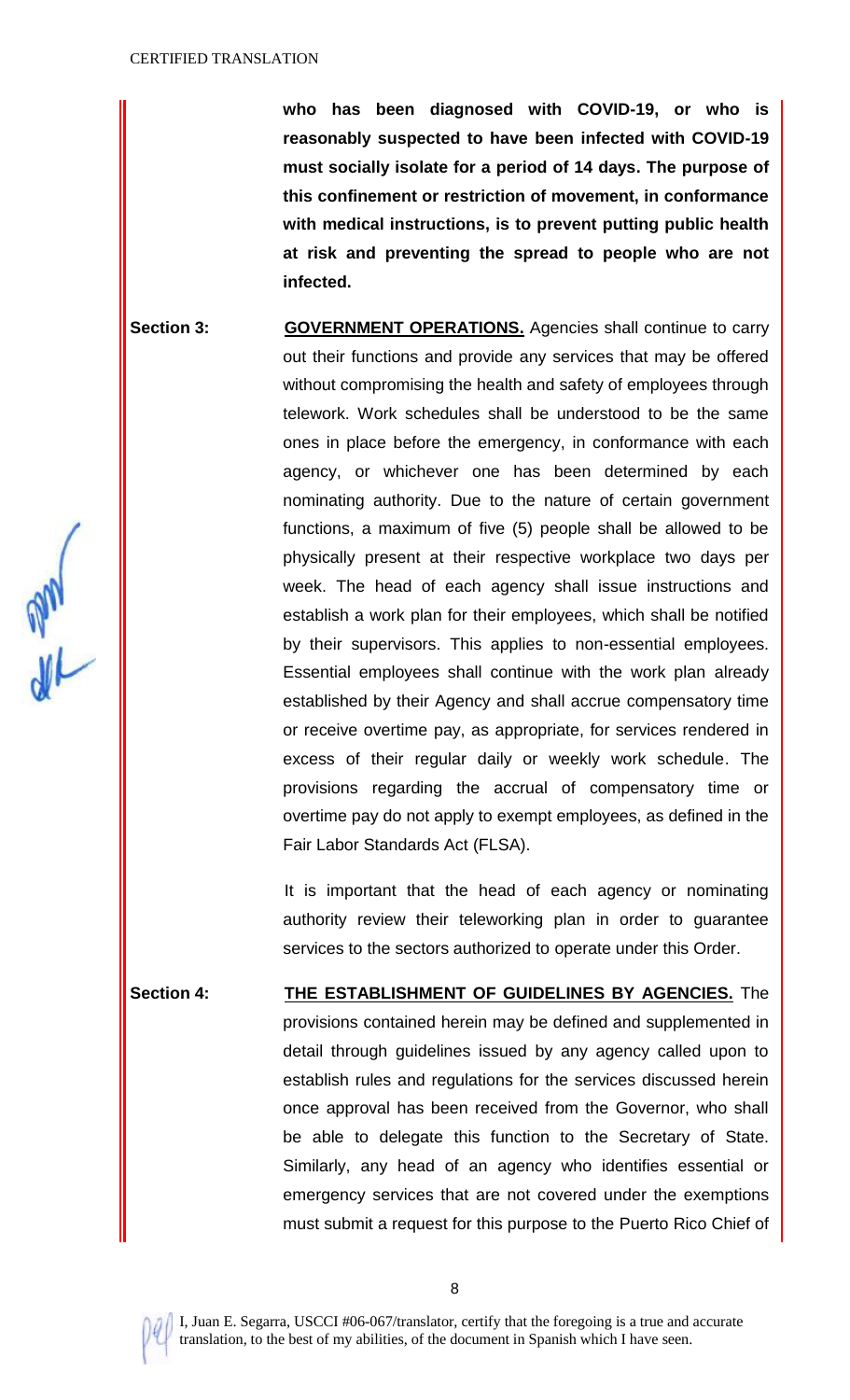**who has been diagnosed with COVID-19, or who is reasonably suspected to have been infected with COVID-19 must socially isolate for a period of 14 days. The purpose of this confinement or restriction of movement, in conformance with medical instructions, is to prevent putting public health at risk and preventing the spread to people who are not infected.**

**Section 3:** **GOVERNMENT OPERATIONS.** Agencies shall continue to carry out their functions and provide any services that may be offered without compromising the health and safety of employees through telework. Work schedules shall be understood to be the same ones in place before the emergency, in conformance with each agency, or whichever one has been determined by each nominating authority. Due to the nature of certain government functions, a maximum of five (5) people shall be allowed to be physically present at their respective workplace two days per week. The head of each agency shall issue instructions and establish a work plan for their employees, which shall be notified by their supervisors. This applies to non-essential employees. Essential employees shall continue with the work plan already established by their Agency and shall accrue compensatory time or receive overtime pay, as appropriate, for services rendered in excess of their regular daily or weekly work schedule. The provisions regarding the accrual of compensatory time or overtime pay do not apply to exempt employees, as defined in the Fair Labor Standards Act (FLSA).

It is important that the head of each agency or nominating authority review their teleworking plan in order to guarantee services to the sectors authorized to operate under this Order.

**Section 4:** **THE ESTABLISHMENT OF GUIDELINES BY AGENCIES.** The provisions contained herein may be defined and supplemented in detail through guidelines issued by any agency called upon to establish rules and regulations for the services discussed herein once approval has been received from the Governor, who shall be able to delegate this function to the Secretary of State. Similarly, any head of an agency who identifies essential or emergency services that are not covered under the exemptions must submit a request for this purpose to the Puerto Rico Chief of

I, Juan E. Segarra, USCCI #06-067/translator, certify that the foregoing is a true and accurate translation, to the best of my abilities, of the document in Spanish which I have seen.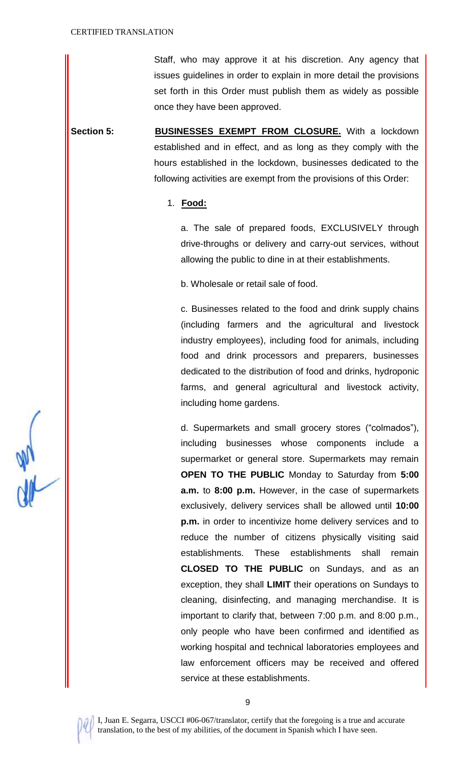Staff, who may approve it at his discretion. Any agency that issues guidelines in order to explain in more detail the provisions set forth in this Order must publish them as widely as possible once they have been approved.

**Section 5:** **BUSINESSES EXEMPT FROM CLOSURE.** With a lockdown established and in effect, and as long as they comply with the hours established in the lockdown, businesses dedicated to the following activities are exempt from the provisions of this Order:

1. **Food:**

   a. The sale of prepared foods, EXCLUSIVELY through drive-throughs or delivery and carry-out services, without allowing the public to dine in at their establishments.

   b. Wholesale or retail sale of food.

   c. Businesses related to the food and drink supply chains (including farmers and the agricultural and livestock industry employees), including food for animals, including food and drink processors and preparers, businesses dedicated to the distribution of food and drinks, hydroponic farms, and general agricultural and livestock activity, including home gardens.

   d. Supermarkets and small grocery stores ("colmados"), including businesses whose components include a supermarket or general store. Supermarkets may remain **OPEN TO THE PUBLIC** Monday to Saturday from **5:00 a.m.** to **8:00 p.m.** However, in the case of supermarkets exclusively, delivery services shall be allowed until **10:00 p.m.** in order to incentivize home delivery services and to reduce the number of citizens physically visiting said establishments. These establishments shall remain **CLOSED TO THE PUBLIC** on Sundays, and as an exception, they shall **LIMIT** their operations on Sundays to cleaning, disinfecting, and managing merchandise. It is important to clarify that, between 7:00 p.m. and 8:00 p.m., only people who have been confirmed and identified as working hospital and technical laboratories employees and law enforcement officers may be received and offered service at these establishments.

I, Juan E. Segarra, USCCI #06-067/translator, certify that the foregoing is a true and accurate translation, to the best of my abilities, of the document in Spanish which I have seen.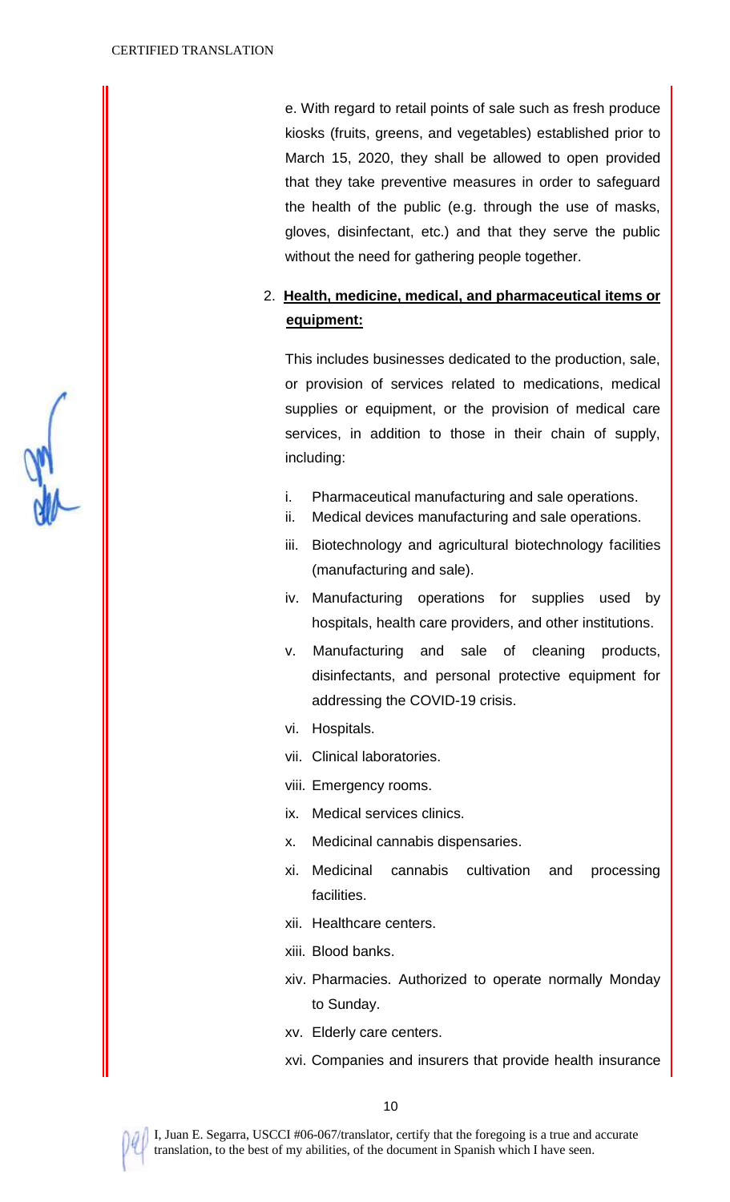e. With regard to retail points of sale such as fresh produce kiosks (fruits, greens, and vegetables) established prior to March 15, 2020, they shall be allowed to open provided that they take preventive measures in order to safeguard the health of the public (e.g. through the use of masks, gloves, disinfectant, etc.) and that they serve the public without the need for gathering people together.

2. **Health, medicine, medical, and pharmaceutical items or equipment:**

   This includes businesses dedicated to the production, sale, or provision of services related to medications, medical supplies or equipment, or the provision of medical care services, in addition to those in their chain of supply, including:

   i. Pharmaceutical manufacturing and sale operations.
   ii. Medical devices manufacturing and sale operations.
   iii. Biotechnology and agricultural biotechnology facilities (manufacturing and sale).
   iv. Manufacturing operations for supplies used by hospitals, health care providers, and other institutions.
   v. Manufacturing and sale of cleaning products, disinfectants, and personal protective equipment for addressing the COVID-19 crisis.
   vi. Hospitals.
   vii. Clinical laboratories.
   viii. Emergency rooms.
   ix. Medical services clinics.
   x. Medicinal cannabis dispensaries.
   xi. Medicinal cannabis cultivation and processing facilities.
   xii. Healthcare centers.
   xiii. Blood banks.
   xiv. Pharmacies. Authorized to operate normally Monday to Sunday.
   xv. Elderly care centers.
   xvi. Companies and insurers that provide health insurance

I, Juan E. Segarra, USCCI #06-067/translator, certify that the foregoing is a true and accurate translation, to the best of my abilities, of the document in Spanish which I have seen.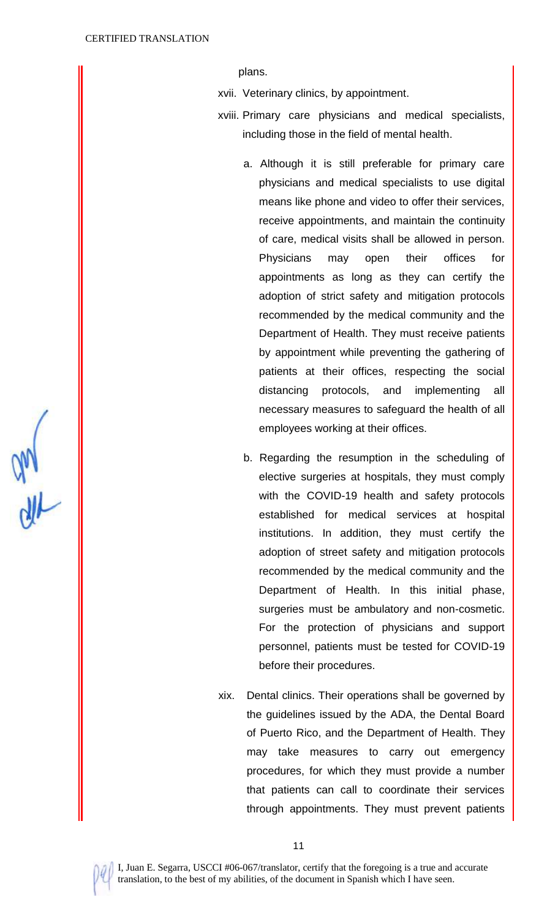plans.

xvii. Veterinary clinics, by appointment.

xviii. Primary care physicians and medical specialists, including those in the field of mental health.

a. Although it is still preferable for primary care physicians and medical specialists to use digital means like phone and video to offer their services, receive appointments, and maintain the continuity of care, medical visits shall be allowed in person. Physicians may open their offices for appointments as long as they can certify the adoption of strict safety and mitigation protocols recommended by the medical community and the Department of Health. They must receive patients by appointment while preventing the gathering of patients at their offices, respecting the social distancing protocols, and implementing all necessary measures to safeguard the health of all employees working at their offices.

b. Regarding the resumption in the scheduling of elective surgeries at hospitals, they must comply with the COVID-19 health and safety protocols established for medical services at hospital institutions. In addition, they must certify the adoption of street safety and mitigation protocols recommended by the medical community and the Department of Health. In this initial phase, surgeries must be ambulatory and non-cosmetic. For the protection of physicians and support personnel, patients must be tested for COVID-19 before their procedures.

xix. Dental clinics. Their operations shall be governed by the guidelines issued by the ADA, the Dental Board of Puerto Rico, and the Department of Health. They may take measures to carry out emergency procedures, for which they must provide a number that patients can call to coordinate their services through appointments. They must prevent patients

I, Juan E. Segarra, USCCI #06-067/translator, certify that the foregoing is a true and accurate translation, to the best of my abilities, of the document in Spanish which I have seen.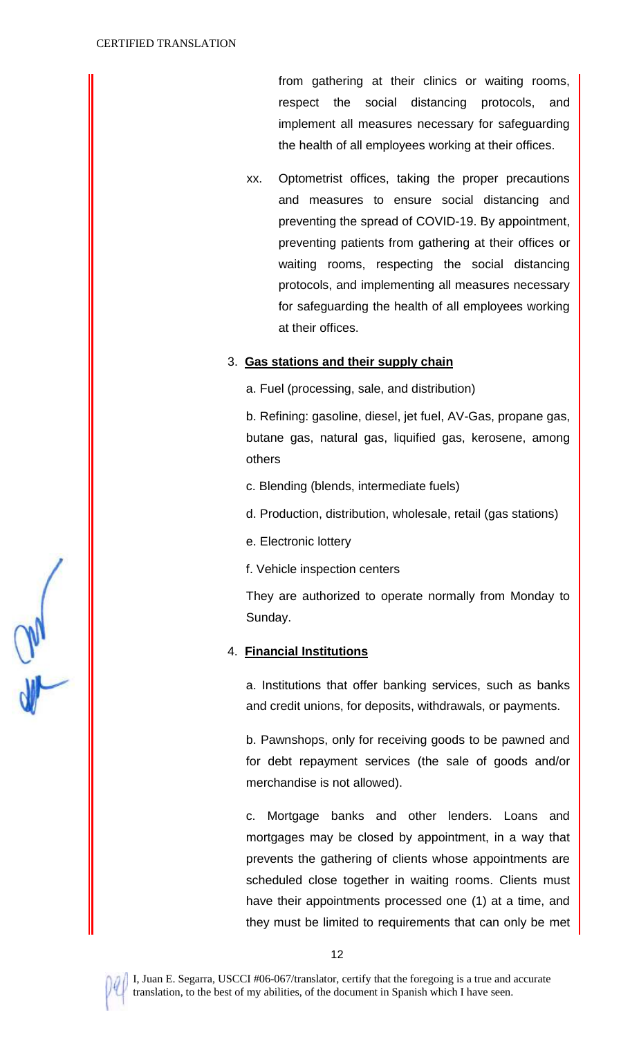from gathering at their clinics or waiting rooms, respect the social distancing protocols, and implement all measures necessary for safeguarding the health of all employees working at their offices.

xx. Optometrist offices, taking the proper precautions and measures to ensure social distancing and preventing the spread of COVID-19. By appointment, preventing patients from gathering at their offices or waiting rooms, respecting the social distancing protocols, and implementing all measures necessary for safeguarding the health of all employees working at their offices.

3. **Gas stations and their supply chain**

   a. Fuel (processing, sale, and distribution)

   b. Refining: gasoline, diesel, jet fuel, AV-Gas, propane gas, butane gas, natural gas, liquified gas, kerosene, among others

   c. Blending (blends, intermediate fuels)

   d. Production, distribution, wholesale, retail (gas stations)

   e. Electronic lottery

   f. Vehicle inspection centers

   They are authorized to operate normally from Monday to Sunday.

4. **Financial Institutions**

   a. Institutions that offer banking services, such as banks and credit unions, for deposits, withdrawals, or payments.

   b. Pawnshops, only for receiving goods to be pawned and for debt repayment services (the sale of goods and/or merchandise is not allowed).

   c. Mortgage banks and other lenders. Loans and mortgages may be closed by appointment, in a way that prevents the gathering of clients whose appointments are scheduled close together in waiting rooms. Clients must have their appointments processed one (1) at a time, and they must be limited to requirements that can only be met

I, Juan E. Segarra, USCCI #06-067/translator, certify that the foregoing is a true and accurate translation, to the best of my abilities, of the document in Spanish which I have seen.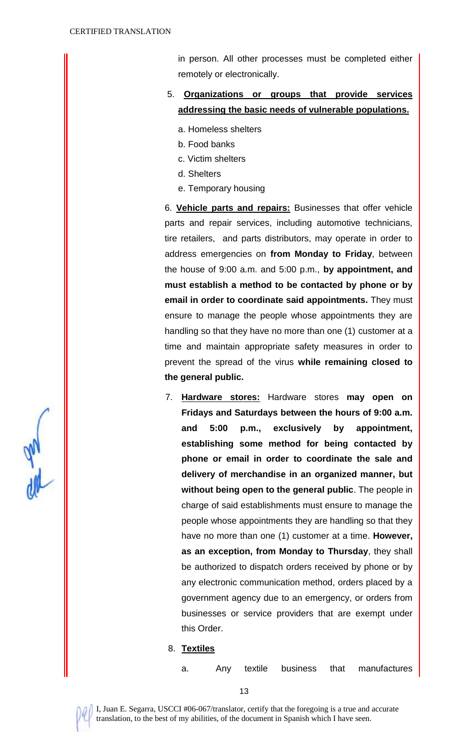in person. All other processes must be completed either remotely or electronically.

5. **Organizations or groups that provide services addressing the basic needs of vulnerable populations.**

   a. Homeless shelters

   b. Food banks

   c. Victim shelters

   d. Shelters

   e. Temporary housing

6. **Vehicle parts and repairs:** Businesses that offer vehicle parts and repair services, including automotive technicians, tire retailers, and parts distributors, may operate in order to address emergencies on **from Monday to Friday**, between the house of 9:00 a.m. and 5:00 p.m., **by appointment, and must establish a method to be contacted by phone or by email in order to coordinate said appointments.** They must ensure to manage the people whose appointments they are handling so that they have no more than one (1) customer at a time and maintain appropriate safety measures in order to prevent the spread of the virus **while remaining closed to the general public.**

7. **Hardware stores:** Hardware stores **may open on Fridays and Saturdays between the hours of 9:00 a.m. and 5:00 p.m., exclusively by appointment, establishing some method for being contacted by phone or email in order to coordinate the sale and delivery of merchandise in an organized manner, but without being open to the general public**. The people in charge of said establishments must ensure to manage the people whose appointments they are handling so that they have no more than one (1) customer at a time. **However, as an exception, from Monday to Thursday**, they shall be authorized to dispatch orders received by phone or by any electronic communication method, orders placed by a government agency due to an emergency, or orders from businesses or service providers that are exempt under this Order.

8. **Textiles**

   a. Any textile business that manufactures

I, Juan E. Segarra, USCCI #06-067/translator, certify that the foregoing is a true and accurate translation, to the best of my abilities, of the document in Spanish which I have seen.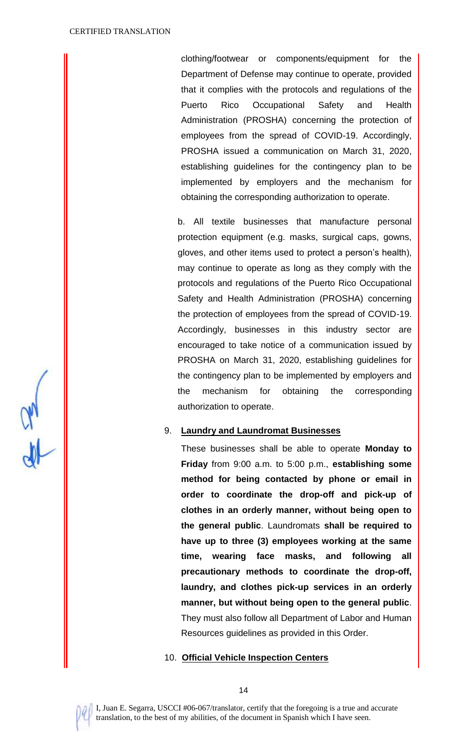clothing/footwear or components/equipment for the Department of Defense may continue to operate, provided that it complies with the protocols and regulations of the Puerto Rico Occupational Safety and Health Administration (PROSHA) concerning the protection of employees from the spread of COVID-19. Accordingly, PROSHA issued a communication on March 31, 2020, establishing guidelines for the contingency plan to be implemented by employers and the mechanism for obtaining the corresponding authorization to operate.

b. All textile businesses that manufacture personal protection equipment (e.g. masks, surgical caps, gowns, gloves, and other items used to protect a person's health), may continue to operate as long as they comply with the protocols and regulations of the Puerto Rico Occupational Safety and Health Administration (PROSHA) concerning the protection of employees from the spread of COVID-19. Accordingly, businesses in this industry sector are encouraged to take notice of a communication issued by PROSHA on March 31, 2020, establishing guidelines for the contingency plan to be implemented by employers and the mechanism for obtaining the corresponding authorization to operate.

9. **Laundry and Laundromat Businesses**

These businesses shall be able to operate **Monday to Friday** from 9:00 a.m. to 5:00 p.m., **establishing some method for being contacted by phone or email in order to coordinate the drop-off and pick-up of clothes in an orderly manner, without being open to the general public**. Laundromats **shall be required to have up to three (3) employees working at the same time, wearing face masks, and following all precautionary methods to coordinate the drop-off, laundry, and clothes pick-up services in an orderly manner, but without being open to the general public**. They must also follow all Department of Labor and Human Resources guidelines as provided in this Order.

10. **Official Vehicle Inspection Centers**

I, Juan E. Segarra, USCCI #06-067/translator, certify that the foregoing is a true and accurate translation, to the best of my abilities, of the document in Spanish which I have seen.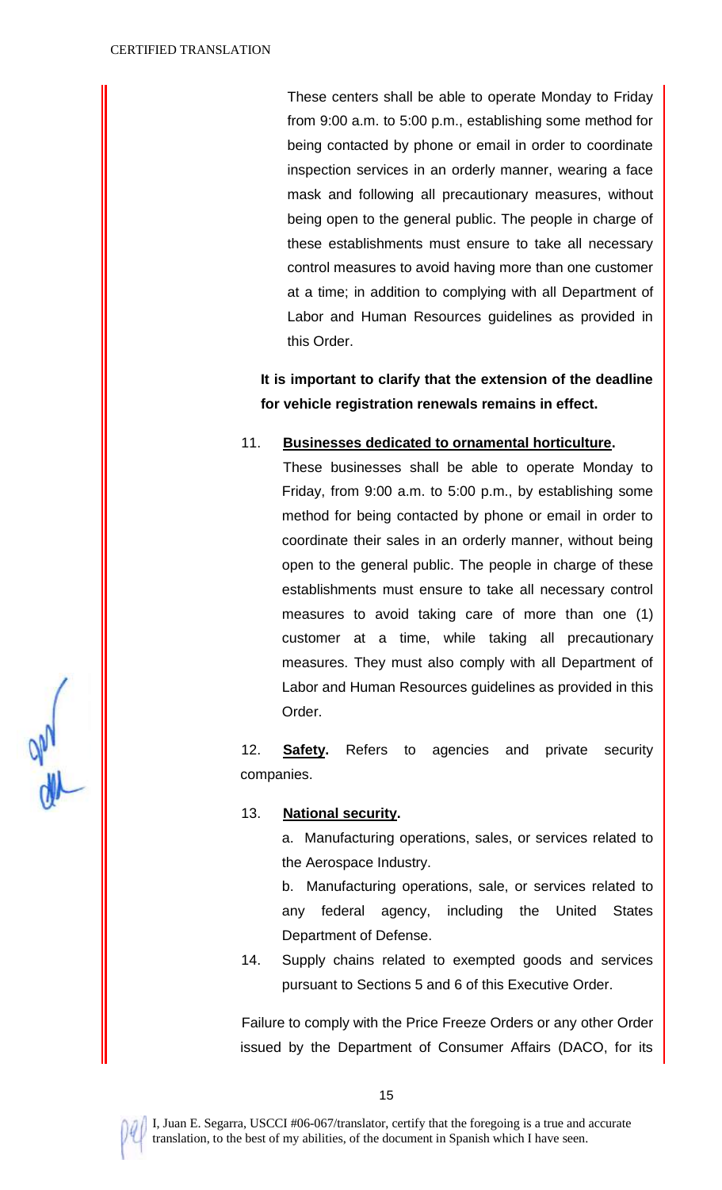These centers shall be able to operate Monday to Friday from 9:00 a.m. to 5:00 p.m., establishing some method for being contacted by phone or email in order to coordinate inspection services in an orderly manner, wearing a face mask and following all precautionary measures, without being open to the general public. The people in charge of these establishments must ensure to take all necessary control measures to avoid having more than one customer at a time; in addition to complying with all Department of Labor and Human Resources guidelines as provided in this Order.

**It is important to clarify that the extension of the deadline for vehicle registration renewals remains in effect.**

11. **Businesses dedicated to ornamental horticulture.**

    These businesses shall be able to operate Monday to Friday, from 9:00 a.m. to 5:00 p.m., by establishing some method for being contacted by phone or email in order to coordinate their sales in an orderly manner, without being open to the general public. The people in charge of these establishments must ensure to take all necessary control measures to avoid taking care of more than one (1) customer at a time, while taking all precautionary measures. They must also comply with all Department of Labor and Human Resources guidelines as provided in this Order.

12. **Safety.** Refers to agencies and private security companies.

13. **National security.**

    a. Manufacturing operations, sales, or services related to the Aerospace Industry.

    b. Manufacturing operations, sale, or services related to any federal agency, including the United States Department of Defense.

14. Supply chains related to exempted goods and services pursuant to Sections 5 and 6 of this Executive Order.

Failure to comply with the Price Freeze Orders or any other Order issued by the Department of Consumer Affairs (DACO, for its

I, Juan E. Segarra, USCCI #06-067/translator, certify that the foregoing is a true and accurate translation, to the best of my abilities, of the document in Spanish which I have seen.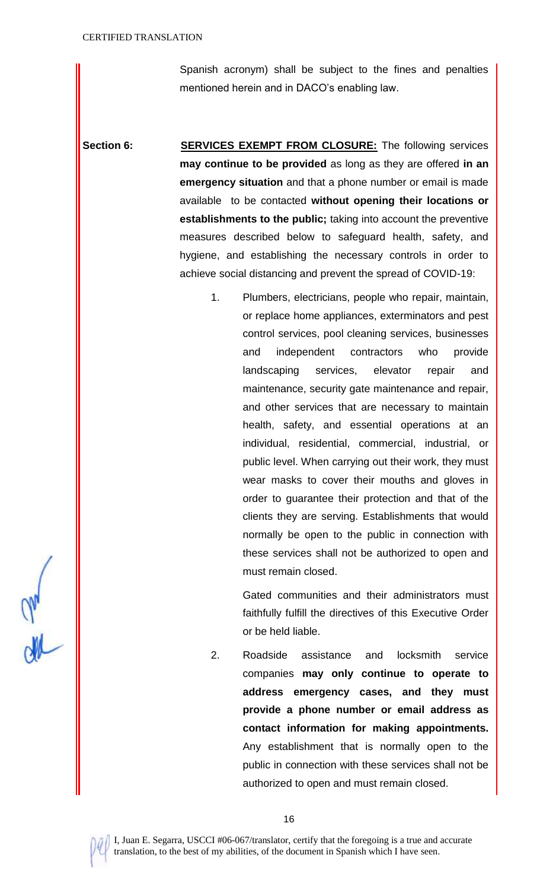Spanish acronym) shall be subject to the fines and penalties mentioned herein and in DACO's enabling law.

**Section 6:** **SERVICES EXEMPT FROM CLOSURE:** The following services **may continue to be provided** as long as they are offered **in an emergency situation** and that a phone number or email is made available to be contacted **without opening their locations or establishments to the public;** taking into account the preventive measures described below to safeguard health, safety, and hygiene, and establishing the necessary controls in order to achieve social distancing and prevent the spread of COVID-19:

1. Plumbers, electricians, people who repair, maintain, or replace home appliances, exterminators and pest control services, pool cleaning services, businesses and independent contractors who provide landscaping services, elevator repair and maintenance, security gate maintenance and repair, and other services that are necessary to maintain health, safety, and essential operations at an individual, residential, commercial, industrial, or public level. When carrying out their work, they must wear masks to cover their mouths and gloves in order to guarantee their protection and that of the clients they are serving. Establishments that would normally be open to the public in connection with these services shall not be authorized to open and must remain closed.

   Gated communities and their administrators must faithfully fulfill the directives of this Executive Order or be held liable.

2. Roadside assistance and locksmith service companies **may only continue to operate to address emergency cases, and they must provide a phone number or email address as contact information for making appointments.** Any establishment that is normally open to the public in connection with these services shall not be authorized to open and must remain closed.

I, Juan E. Segarra, USCCI #06-067/translator, certify that the foregoing is a true and accurate translation, to the best of my abilities, of the document in Spanish which I have seen.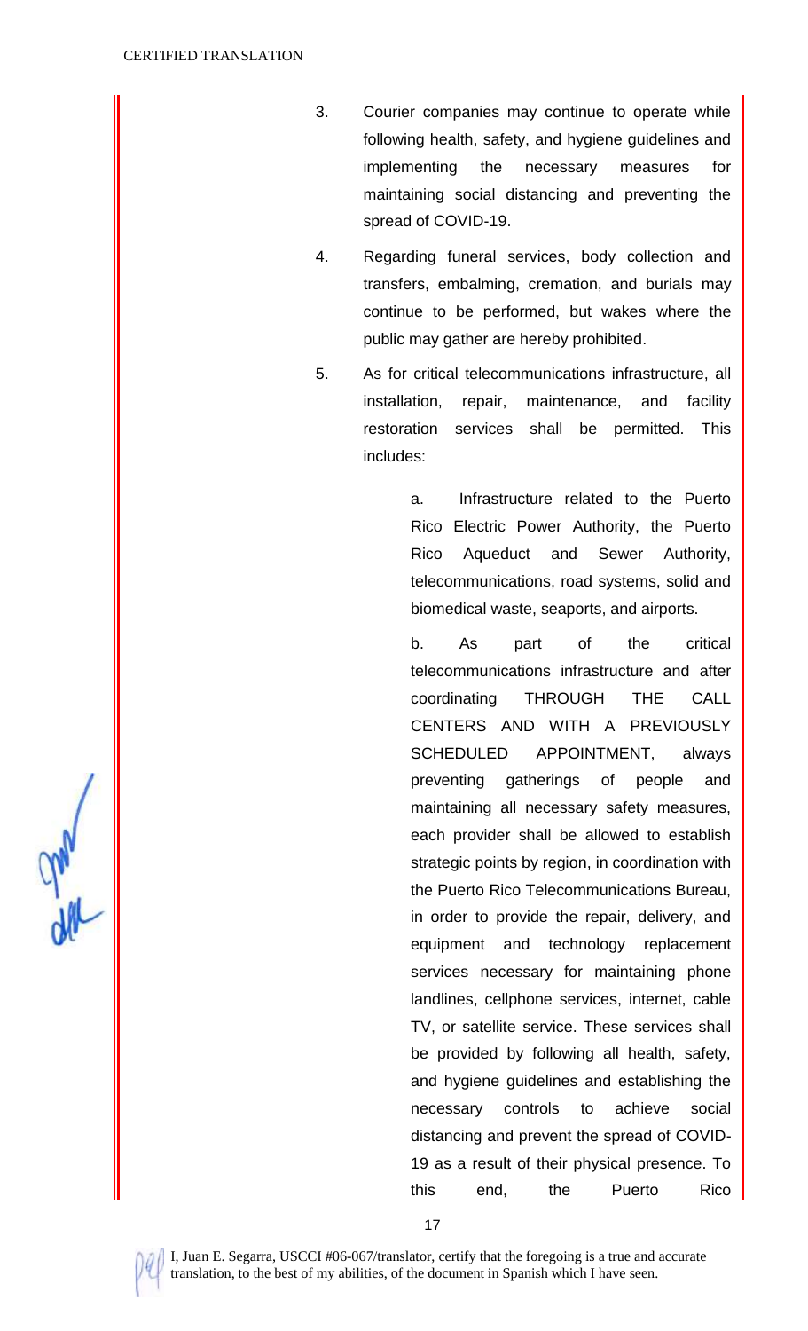3. Courier companies may continue to operate while following health, safety, and hygiene guidelines and implementing the necessary measures for maintaining social distancing and preventing the spread of COVID-19.

4. Regarding funeral services, body collection and transfers, embalming, cremation, and burials may continue to be performed, but wakes where the public may gather are hereby prohibited.

5. As for critical telecommunications infrastructure, all installation, repair, maintenance, and facility restoration services shall be permitted. This includes:

   a. Infrastructure related to the Puerto Rico Electric Power Authority, the Puerto Rico Aqueduct and Sewer Authority, telecommunications, road systems, solid and biomedical waste, seaports, and airports.

   b. As part of the critical telecommunications infrastructure and after coordinating THROUGH THE CALL CENTERS AND WITH A PREVIOUSLY SCHEDULED APPOINTMENT, always preventing gatherings of people and maintaining all necessary safety measures, each provider shall be allowed to establish strategic points by region, in coordination with the Puerto Rico Telecommunications Bureau, in order to provide the repair, delivery, and equipment and technology replacement services necessary for maintaining phone landlines, cellphone services, internet, cable TV, or satellite service. These services shall be provided by following all health, safety, and hygiene guidelines and establishing the necessary controls to achieve social distancing and prevent the spread of COVID-19 as a result of their physical presence. To this end, the Puerto Rico

I, Juan E. Segarra, USCCI #06-067/translator, certify that the foregoing is a true and accurate translation, to the best of my abilities, of the document in Spanish which I have seen.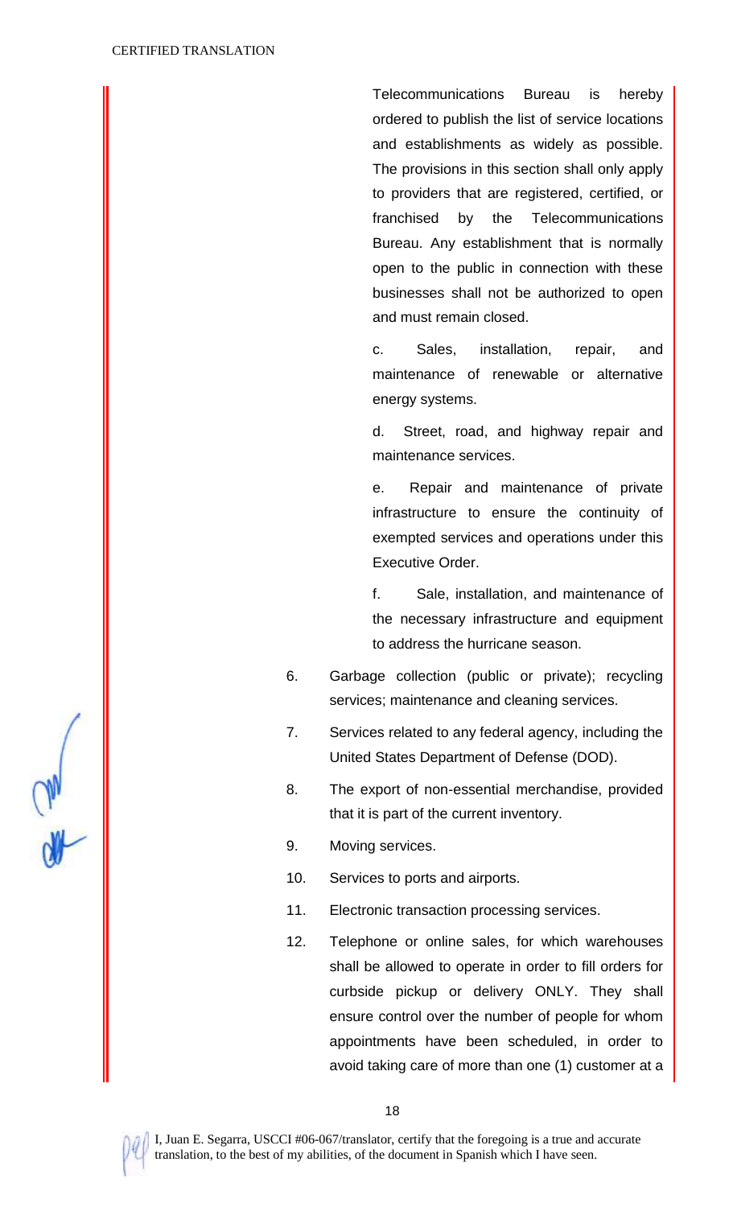Telecommunications Bureau is hereby ordered to publish the list of service locations and establishments as widely as possible. The provisions in this section shall only apply to providers that are registered, certified, or franchised by the Telecommunications Bureau. Any establishment that is normally open to the public in connection with these businesses shall not be authorized to open and must remain closed.

c. Sales, installation, repair, and maintenance of renewable or alternative energy systems.

d. Street, road, and highway repair and maintenance services.

e. Repair and maintenance of private infrastructure to ensure the continuity of exempted services and operations under this Executive Order.

f. Sale, installation, and maintenance of the necessary infrastructure and equipment to address the hurricane season.

6. Garbage collection (public or private); recycling services; maintenance and cleaning services.

7. Services related to any federal agency, including the United States Department of Defense (DOD).

8. The export of non-essential merchandise, provided that it is part of the current inventory.

9. Moving services.

10. Services to ports and airports.

11. Electronic transaction processing services.

12. Telephone or online sales, for which warehouses shall be allowed to operate in order to fill orders for curbside pickup or delivery ONLY. They shall ensure control over the number of people for whom appointments have been scheduled, in order to avoid taking care of more than one (1) customer at a

I, Juan E. Segarra, USCCI #06-067/translator, certify that the foregoing is a true and accurate translation, to the best of my abilities, of the document in Spanish which I have seen.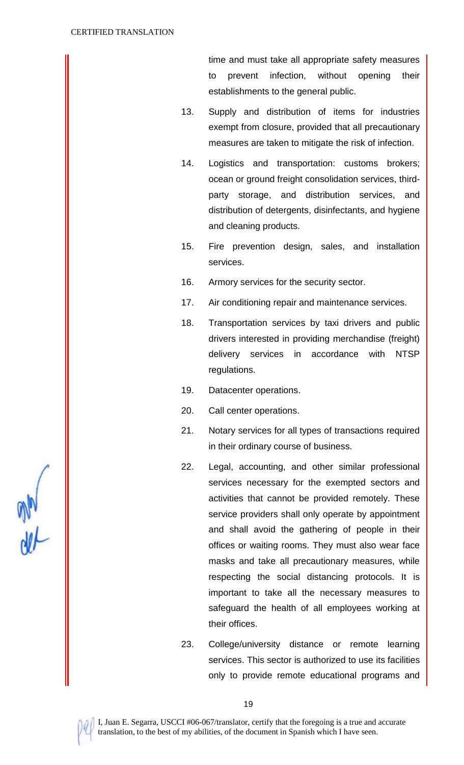time and must take all appropriate safety measures to prevent infection, without opening their establishments to the general public.

13. Supply and distribution of items for industries exempt from closure, provided that all precautionary measures are taken to mitigate the risk of infection.

14. Logistics and transportation: customs brokers; ocean or ground freight consolidation services, third-party storage, and distribution services, and distribution of detergents, disinfectants, and hygiene and cleaning products.

15. Fire prevention design, sales, and installation services.

16. Armory services for the security sector.

17. Air conditioning repair and maintenance services.

18. Transportation services by taxi drivers and public drivers interested in providing merchandise (freight) delivery services in accordance with NTSP regulations.

19. Datacenter operations.

20. Call center operations.

21. Notary services for all types of transactions required in their ordinary course of business.

22. Legal, accounting, and other similar professional services necessary for the exempted sectors and activities that cannot be provided remotely. These service providers shall only operate by appointment and shall avoid the gathering of people in their offices or waiting rooms. They must also wear face masks and take all precautionary measures, while respecting the social distancing protocols. It is important to take all the necessary measures to safeguard the health of all employees working at their offices.

23. College/university distance or remote learning services. This sector is authorized to use its facilities only to provide remote educational programs and

I, Juan E. Segarra, USCCI #06-067/translator, certify that the foregoing is a true and accurate translation, to the best of my abilities, of the document in Spanish which I have seen.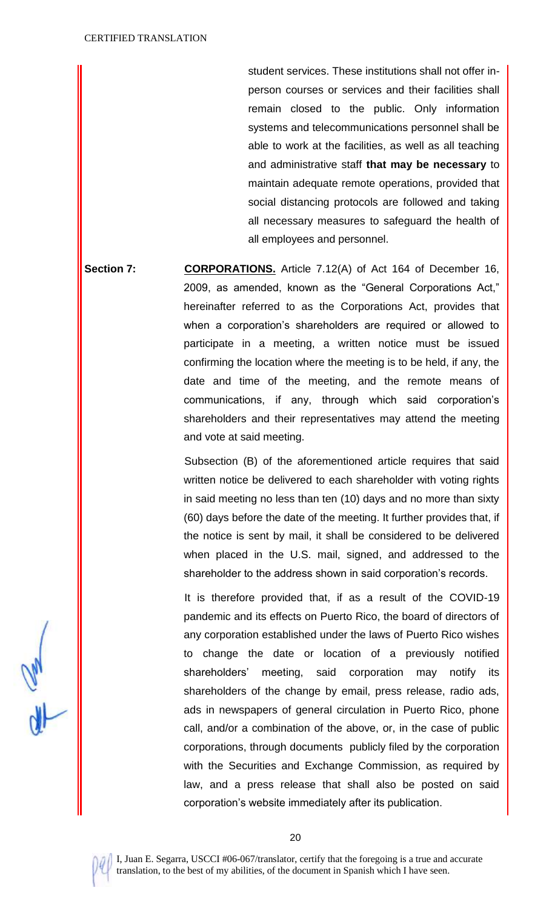student services. These institutions shall not offer in-person courses or services and their facilities shall remain closed to the public. Only information systems and telecommunications personnel shall be able to work at the facilities, as well as all teaching and administrative staff **that may be necessary** to maintain adequate remote operations, provided that social distancing protocols are followed and taking all necessary measures to safeguard the health of all employees and personnel.

**Section 7:** **CORPORATIONS.** Article 7.12(A) of Act 164 of December 16, 2009, as amended, known as the "General Corporations Act," hereinafter referred to as the Corporations Act, provides that when a corporation's shareholders are required or allowed to participate in a meeting, a written notice must be issued confirming the location where the meeting is to be held, if any, the date and time of the meeting, and the remote means of communications, if any, through which said corporation's shareholders and their representatives may attend the meeting and vote at said meeting.

Subsection (B) of the aforementioned article requires that said written notice be delivered to each shareholder with voting rights in said meeting no less than ten (10) days and no more than sixty (60) days before the date of the meeting. It further provides that, if the notice is sent by mail, it shall be considered to be delivered when placed in the U.S. mail, signed, and addressed to the shareholder to the address shown in said corporation's records.

It is therefore provided that, if as a result of the COVID-19 pandemic and its effects on Puerto Rico, the board of directors of any corporation established under the laws of Puerto Rico wishes to change the date or location of a previously notified shareholders' meeting, said corporation may notify its shareholders of the change by email, press release, radio ads, ads in newspapers of general circulation in Puerto Rico, phone call, and/or a combination of the above, or, in the case of public corporations, through documents publicly filed by the corporation with the Securities and Exchange Commission, as required by law, and a press release that shall also be posted on said corporation's website immediately after its publication.

I, Juan E. Segarra, USCCI #06-067/translator, certify that the foregoing is a true and accurate translation, to the best of my abilities, of the document in Spanish which I have seen.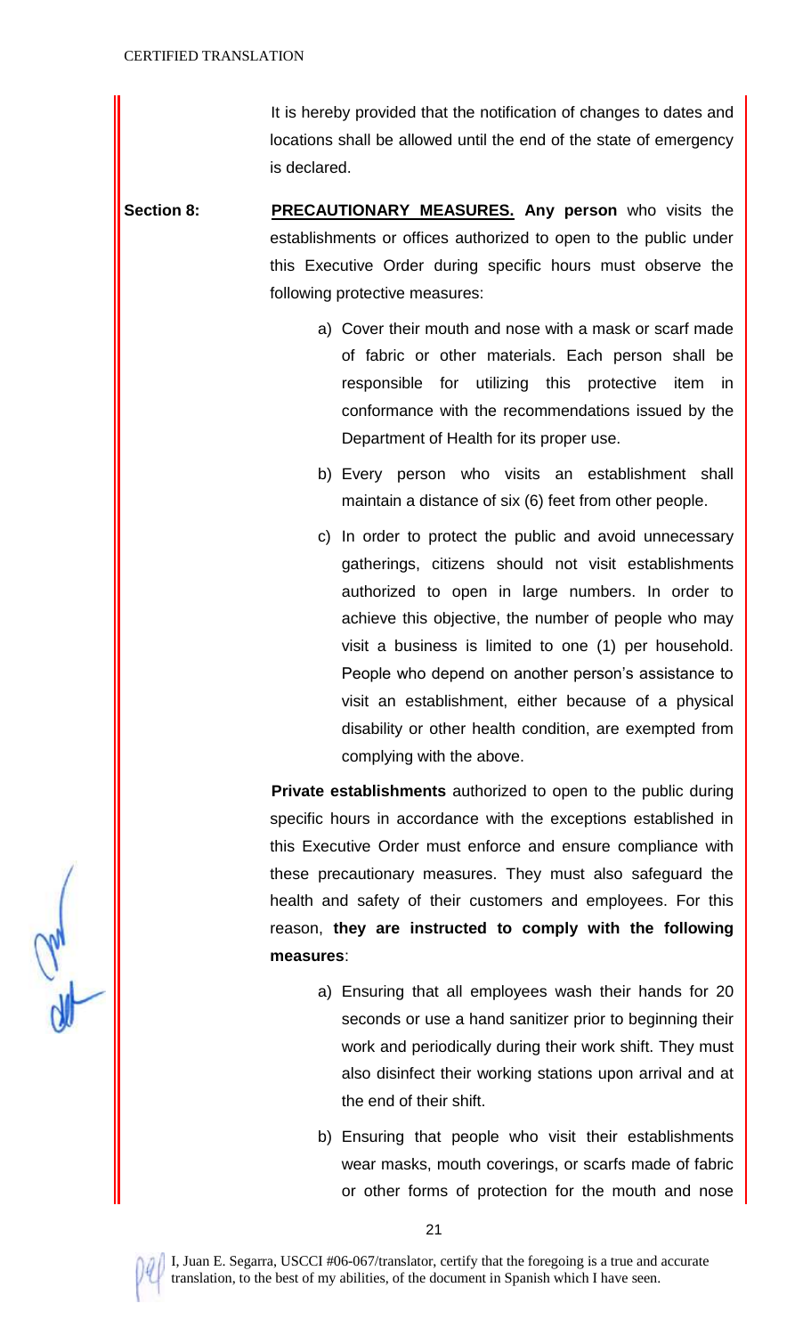It is hereby provided that the notification of changes to dates and locations shall be allowed until the end of the state of emergency is declared.

**Section 8:** **PRECAUTIONARY MEASURES.** **Any person** who visits the establishments or offices authorized to open to the public under this Executive Order during specific hours must observe the following protective measures:

a) Cover their mouth and nose with a mask or scarf made of fabric or other materials. Each person shall be responsible for utilizing this protective item in conformance with the recommendations issued by the Department of Health for its proper use.

b) Every person who visits an establishment shall maintain a distance of six (6) feet from other people.

c) In order to protect the public and avoid unnecessary gatherings, citizens should not visit establishments authorized to open in large numbers. In order to achieve this objective, the number of people who may visit a business is limited to one (1) per household. People who depend on another person's assistance to visit an establishment, either because of a physical disability or other health condition, are exempted from complying with the above.

**Private establishments** authorized to open to the public during specific hours in accordance with the exceptions established in this Executive Order must enforce and ensure compliance with these precautionary measures. They must also safeguard the health and safety of their customers and employees. For this reason, **they are instructed to comply with the following measures**:

a) Ensuring that all employees wash their hands for 20 seconds or use a hand sanitizer prior to beginning their work and periodically during their work shift. They must also disinfect their working stations upon arrival and at the end of their shift.

b) Ensuring that people who visit their establishments wear masks, mouth coverings, or scarfs made of fabric or other forms of protection for the mouth and nose

I, Juan E. Segarra, USCCI #06-067/translator, certify that the foregoing is a true and accurate translation, to the best of my abilities, of the document in Spanish which I have seen.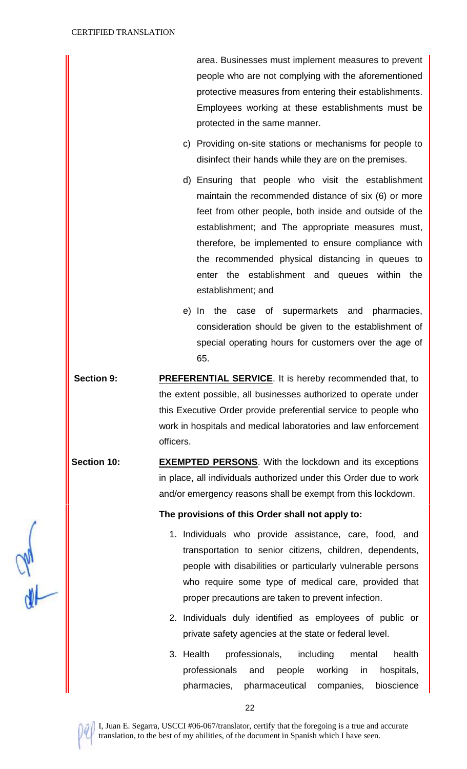area. Businesses must implement measures to prevent people who are not complying with the aforementioned protective measures from entering their establishments. Employees working at these establishments must be protected in the same manner.

c) Providing on-site stations or mechanisms for people to disinfect their hands while they are on the premises.

d) Ensuring that people who visit the establishment maintain the recommended distance of six (6) or more feet from other people, both inside and outside of the establishment; and The appropriate measures must, therefore, be implemented to ensure compliance with the recommended physical distancing in queues to enter the establishment and queues within the establishment; and

e) In the case of supermarkets and pharmacies, consideration should be given to the establishment of special operating hours for customers over the age of 65.

**Section 9:** **PREFERENTIAL SERVICE**. It is hereby recommended that, to the extent possible, all businesses authorized to operate under this Executive Order provide preferential service to people who work in hospitals and medical laboratories and law enforcement officers.

**Section 10:** **EXEMPTED PERSONS**. With the lockdown and its exceptions in place, all individuals authorized under this Order due to work and/or emergency reasons shall be exempt from this lockdown.

**The provisions of this Order shall not apply to:**

1. Individuals who provide assistance, care, food, and transportation to senior citizens, children, dependents, people with disabilities or particularly vulnerable persons who require some type of medical care, provided that proper precautions are taken to prevent infection.
2. Individuals duly identified as employees of public or private safety agencies at the state or federal level.
3. Health professionals, including mental health professionals and people working in hospitals, pharmacies, pharmaceutical companies, bioscience

I, Juan E. Segarra, USCCI #06-067/translator, certify that the foregoing is a true and accurate translation, to the best of my abilities, of the document in Spanish which I have seen.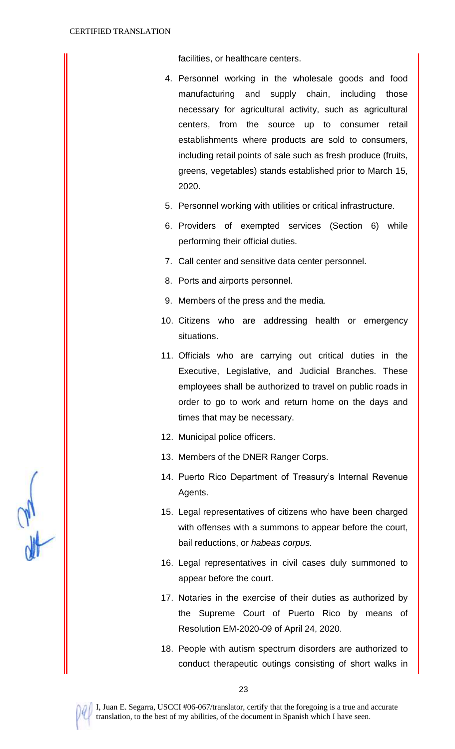facilities, or healthcare centers.

4. Personnel working in the wholesale goods and food manufacturing and supply chain, including those necessary for agricultural activity, such as agricultural centers, from the source up to consumer retail establishments where products are sold to consumers, including retail points of sale such as fresh produce (fruits, greens, vegetables) stands established prior to March 15, 2020.
5. Personnel working with utilities or critical infrastructure.
6. Providers of exempted services (Section 6) while performing their official duties.
7. Call center and sensitive data center personnel.
8. Ports and airports personnel.
9. Members of the press and the media.
10. Citizens who are addressing health or emergency situations.
11. Officials who are carrying out critical duties in the Executive, Legislative, and Judicial Branches. These employees shall be authorized to travel on public roads in order to go to work and return home on the days and times that may be necessary.
12. Municipal police officers.
13. Members of the DNER Ranger Corps.
14. Puerto Rico Department of Treasury's Internal Revenue Agents.
15. Legal representatives of citizens who have been charged with offenses with a summons to appear before the court, bail reductions, or *habeas corpus.*
16. Legal representatives in civil cases duly summoned to appear before the court.
17. Notaries in the exercise of their duties as authorized by the Supreme Court of Puerto Rico by means of Resolution EM-2020-09 of April 24, 2020.
18. People with autism spectrum disorders are authorized to conduct therapeutic outings consisting of short walks in

I, Juan E. Segarra, USCCI #06-067/translator, certify that the foregoing is a true and accurate translation, to the best of my abilities, of the document in Spanish which I have seen.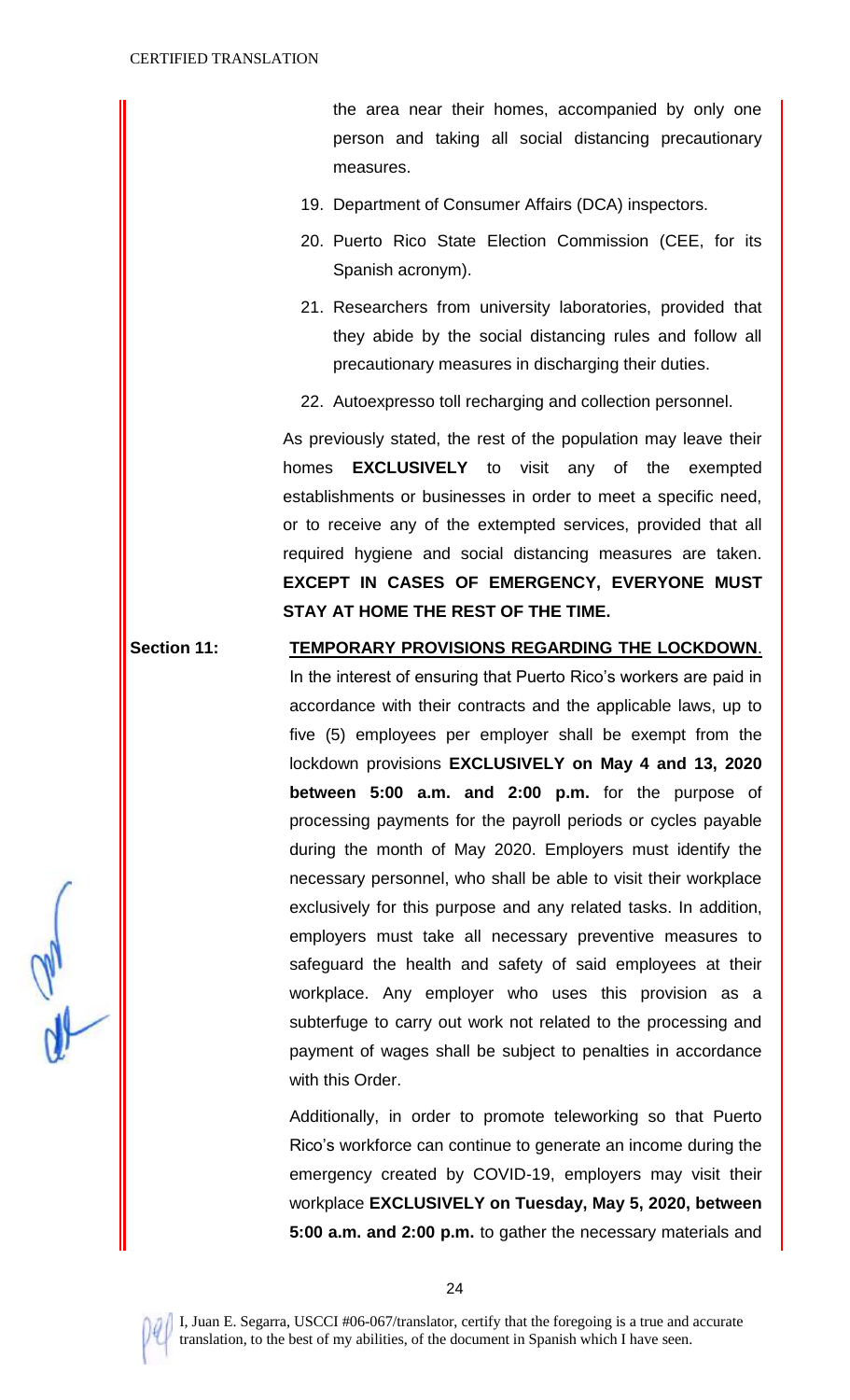the area near their homes, accompanied by only one person and taking all social distancing precautionary measures.

19. Department of Consumer Affairs (DCA) inspectors.
20. Puerto Rico State Election Commission (CEE, for its Spanish acronym).
21. Researchers from university laboratories, provided that they abide by the social distancing rules and follow all precautionary measures in discharging their duties.
22. Autoexpresso toll recharging and collection personnel.

As previously stated, the rest of the population may leave their homes **EXCLUSIVELY** to visit any of the exempted establishments or businesses in order to meet a specific need, or to receive any of the extempted services, provided that all required hygiene and social distancing measures are taken. **EXCEPT IN CASES OF EMERGENCY, EVERYONE MUST STAY AT HOME THE REST OF THE TIME.**

**Section 11:** **TEMPORARY PROVISIONS REGARDING THE LOCKDOWN**.

In the interest of ensuring that Puerto Rico's workers are paid in accordance with their contracts and the applicable laws, up to five (5) employees per employer shall be exempt from the lockdown provisions **EXCLUSIVELY on May 4 and 13, 2020 between 5:00 a.m. and 2:00 p.m.** for the purpose of processing payments for the payroll periods or cycles payable during the month of May 2020. Employers must identify the necessary personnel, who shall be able to visit their workplace exclusively for this purpose and any related tasks. In addition, employers must take all necessary preventive measures to safeguard the health and safety of said employees at their workplace. Any employer who uses this provision as a subterfuge to carry out work not related to the processing and payment of wages shall be subject to penalties in accordance with this Order.

Additionally, in order to promote teleworking so that Puerto Rico's workforce can continue to generate an income during the emergency created by COVID-19, employers may visit their workplace **EXCLUSIVELY on Tuesday, May 5, 2020, between 5:00 a.m. and 2:00 p.m.** to gather the necessary materials and

I, Juan E. Segarra, USCCI #06-067/translator, certify that the foregoing is a true and accurate translation, to the best of my abilities, of the document in Spanish which I have seen.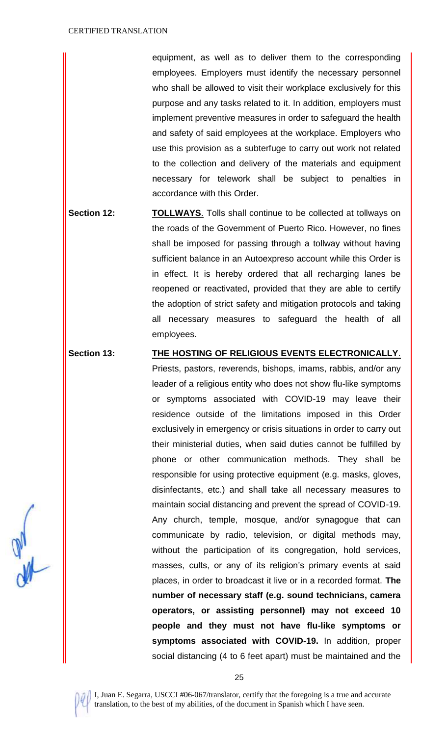equipment, as well as to deliver them to the corresponding employees. Employers must identify the necessary personnel who shall be allowed to visit their workplace exclusively for this purpose and any tasks related to it. In addition, employers must implement preventive measures in order to safeguard the health and safety of said employees at the workplace. Employers who use this provision as a subterfuge to carry out work not related to the collection and delivery of the materials and equipment necessary for telework shall be subject to penalties in accordance with this Order.

**Section 12:** **TOLLWAYS**. Tolls shall continue to be collected at tollways on the roads of the Government of Puerto Rico. However, no fines shall be imposed for passing through a tollway without having sufficient balance in an Autoexpreso account while this Order is in effect. It is hereby ordered that all recharging lanes be reopened or reactivated, provided that they are able to certify the adoption of strict safety and mitigation protocols and taking all necessary measures to safeguard the health of all employees.

**Section 13:** **THE HOSTING OF RELIGIOUS EVENTS ELECTRONICALLY**. Priests, pastors, reverends, bishops, imams, rabbis, and/or any leader of a religious entity who does not show flu-like symptoms or symptoms associated with COVID-19 may leave their residence outside of the limitations imposed in this Order exclusively in emergency or crisis situations in order to carry out their ministerial duties, when said duties cannot be fulfilled by phone or other communication methods. They shall be responsible for using protective equipment (e.g. masks, gloves, disinfectants, etc.) and shall take all necessary measures to maintain social distancing and prevent the spread of COVID-19. Any church, temple, mosque, and/or synagogue that can communicate by radio, television, or digital methods may, without the participation of its congregation, hold services, masses, cults, or any of its religion's primary events at said places, in order to broadcast it live or in a recorded format. **The number of necessary staff (e.g. sound technicians, camera operators, or assisting personnel) may not exceed 10 people and they must not have flu-like symptoms or symptoms associated with COVID-19.** In addition, proper social distancing (4 to 6 feet apart) must be maintained and the

I, Juan E. Segarra, USCCI #06-067/translator, certify that the foregoing is a true and accurate translation, to the best of my abilities, of the document in Spanish which I have seen.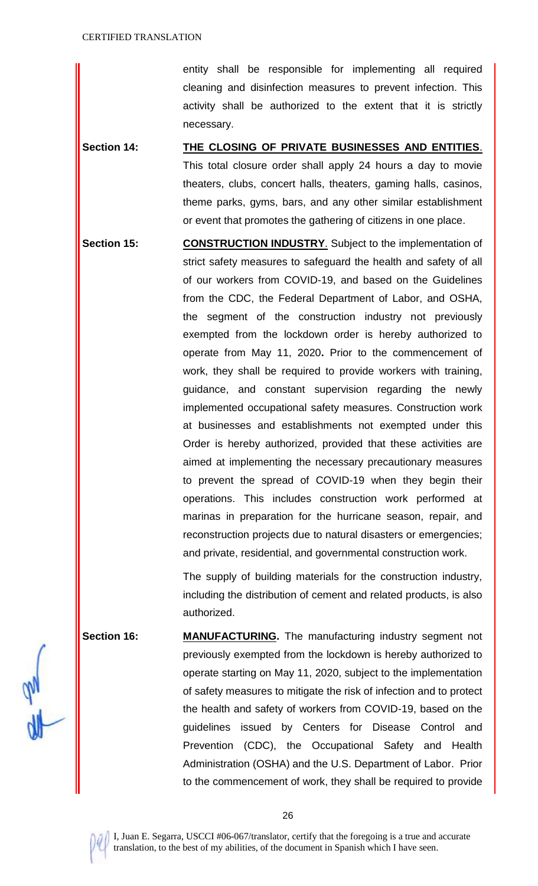entity shall be responsible for implementing all required cleaning and disinfection measures to prevent infection. This activity shall be authorized to the extent that it is strictly necessary.

**Section 14:** **THE CLOSING OF PRIVATE BUSINESSES AND ENTITIES**. This total closure order shall apply 24 hours a day to movie theaters, clubs, concert halls, theaters, gaming halls, casinos, theme parks, gyms, bars, and any other similar establishment or event that promotes the gathering of citizens in one place.

**Section 15:** **CONSTRUCTION INDUSTRY**. Subject to the implementation of strict safety measures to safeguard the health and safety of all of our workers from COVID-19, and based on the Guidelines from the CDC, the Federal Department of Labor, and OSHA, the segment of the construction industry not previously exempted from the lockdown order is hereby authorized to operate from May 11, 2020**.** Prior to the commencement of work, they shall be required to provide workers with training, guidance, and constant supervision regarding the newly implemented occupational safety measures. Construction work at businesses and establishments not exempted under this Order is hereby authorized, provided that these activities are aimed at implementing the necessary precautionary measures to prevent the spread of COVID-19 when they begin their operations. This includes construction work performed at marinas in preparation for the hurricane season, repair, and reconstruction projects due to natural disasters or emergencies; and private, residential, and governmental construction work.

The supply of building materials for the construction industry, including the distribution of cement and related products, is also authorized.

**Section 16:** **MANUFACTURING.** The manufacturing industry segment not previously exempted from the lockdown is hereby authorized to operate starting on May 11, 2020, subject to the implementation of safety measures to mitigate the risk of infection and to protect the health and safety of workers from COVID-19, based on the guidelines issued by Centers for Disease Control and Prevention (CDC), the Occupational Safety and Health Administration (OSHA) and the U.S. Department of Labor. Prior to the commencement of work, they shall be required to provide

I, Juan E. Segarra, USCCI #06-067/translator, certify that the foregoing is a true and accurate translation, to the best of my abilities, of the document in Spanish which I have seen.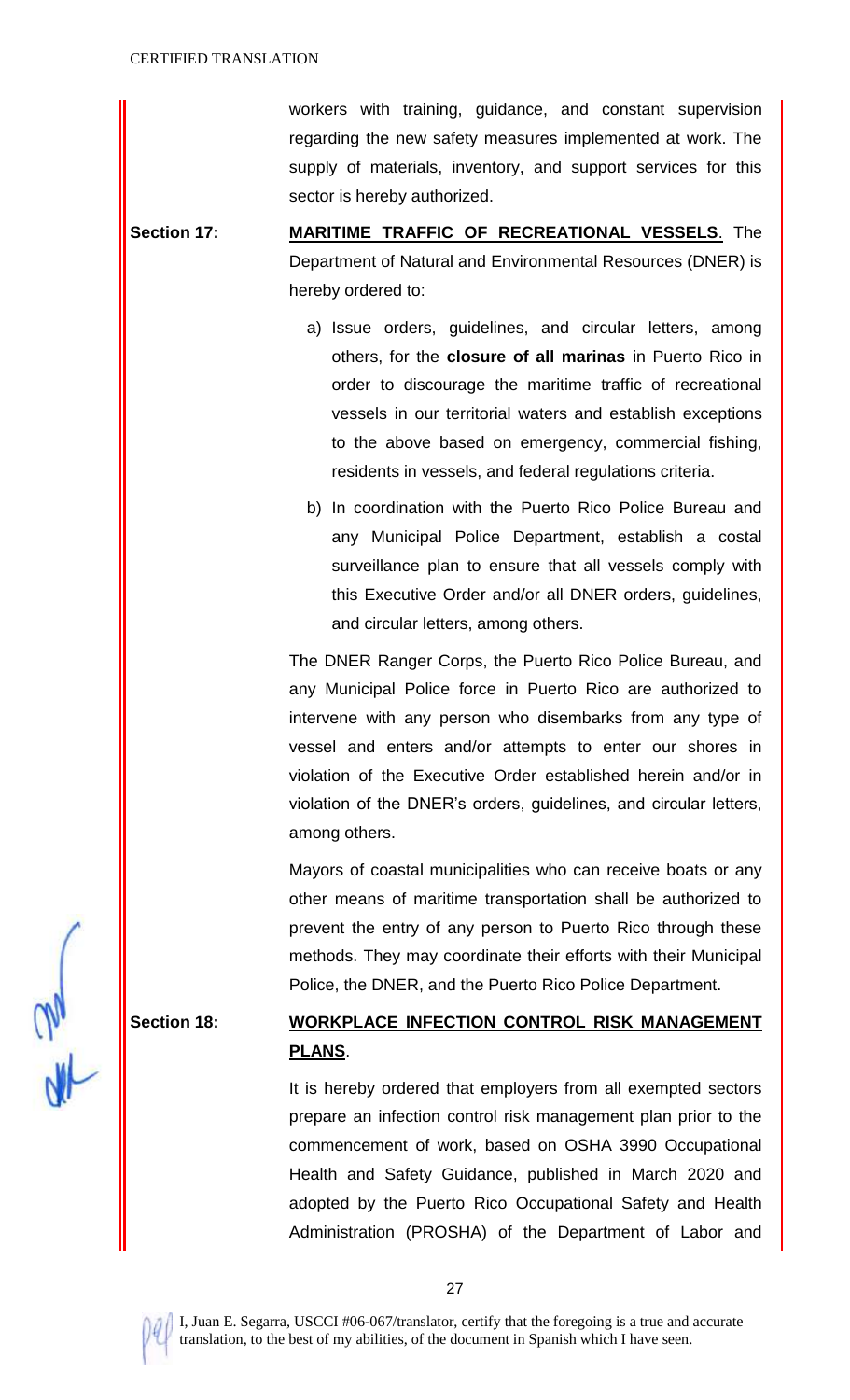workers with training, guidance, and constant supervision regarding the new safety measures implemented at work. The supply of materials, inventory, and support services for this sector is hereby authorized.

**Section 17:** **MARITIME TRAFFIC OF RECREATIONAL VESSELS**. The Department of Natural and Environmental Resources (DNER) is hereby ordered to:

a) Issue orders, guidelines, and circular letters, among others, for the **closure of all marinas** in Puerto Rico in order to discourage the maritime traffic of recreational vessels in our territorial waters and establish exceptions to the above based on emergency, commercial fishing, residents in vessels, and federal regulations criteria.

b) In coordination with the Puerto Rico Police Bureau and any Municipal Police Department, establish a costal surveillance plan to ensure that all vessels comply with this Executive Order and/or all DNER orders, guidelines, and circular letters, among others.

The DNER Ranger Corps, the Puerto Rico Police Bureau, and any Municipal Police force in Puerto Rico are authorized to intervene with any person who disembarks from any type of vessel and enters and/or attempts to enter our shores in violation of the Executive Order established herein and/or in violation of the DNER's orders, guidelines, and circular letters, among others.

Mayors of coastal municipalities who can receive boats or any other means of maritime transportation shall be authorized to prevent the entry of any person to Puerto Rico through these methods. They may coordinate their efforts with their Municipal Police, the DNER, and the Puerto Rico Police Department.

**Section 18:** **WORKPLACE INFECTION CONTROL RISK MANAGEMENT PLANS**.

It is hereby ordered that employers from all exempted sectors prepare an infection control risk management plan prior to the commencement of work, based on OSHA 3990 Occupational Health and Safety Guidance, published in March 2020 and adopted by the Puerto Rico Occupational Safety and Health Administration (PROSHA) of the Department of Labor and

I, Juan E. Segarra, USCCI #06-067/translator, certify that the foregoing is a true and accurate translation, to the best of my abilities, of the document in Spanish which I have seen.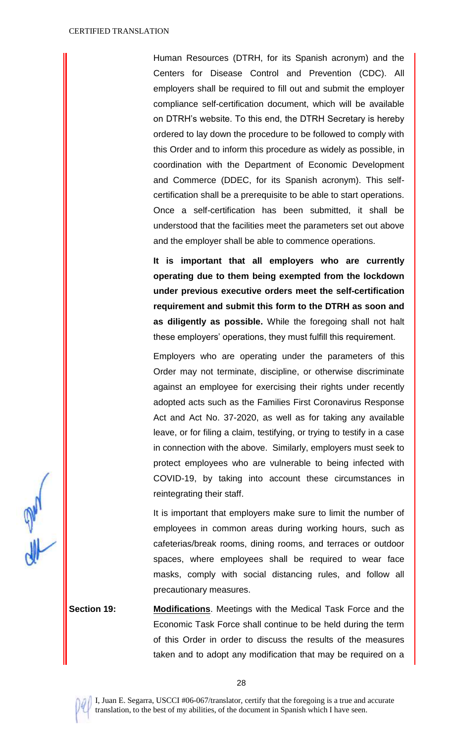Human Resources (DTRH, for its Spanish acronym) and the Centers for Disease Control and Prevention (CDC). All employers shall be required to fill out and submit the employer compliance self-certification document, which will be available on DTRH's website. To this end, the DTRH Secretary is hereby ordered to lay down the procedure to be followed to comply with this Order and to inform this procedure as widely as possible, in coordination with the Department of Economic Development and Commerce (DDEC, for its Spanish acronym). This self-certification shall be a prerequisite to be able to start operations. Once a self-certification has been submitted, it shall be understood that the facilities meet the parameters set out above and the employer shall be able to commence operations.

**It is important that all employers who are currently operating due to them being exempted from the lockdown under previous executive orders meet the self-certification requirement and submit this form to the DTRH as soon and as diligently as possible.** While the foregoing shall not halt these employers' operations, they must fulfill this requirement.

Employers who are operating under the parameters of this Order may not terminate, discipline, or otherwise discriminate against an employee for exercising their rights under recently adopted acts such as the Families First Coronavirus Response Act and Act No. 37-2020, as well as for taking any available leave, or for filing a claim, testifying, or trying to testify in a case in connection with the above. Similarly, employers must seek to protect employees who are vulnerable to being infected with COVID-19, by taking into account these circumstances in reintegrating their staff.

It is important that employers make sure to limit the number of employees in common areas during working hours, such as cafeterias/break rooms, dining rooms, and terraces or outdoor spaces, where employees shall be required to wear face masks, comply with social distancing rules, and follow all precautionary measures.

**Section 19:** **Modifications**. Meetings with the Medical Task Force and the Economic Task Force shall continue to be held during the term of this Order in order to discuss the results of the measures taken and to adopt any modification that may be required on a

I, Juan E. Segarra, USCCI #06-067/translator, certify that the foregoing is a true and accurate translation, to the best of my abilities, of the document in Spanish which I have seen.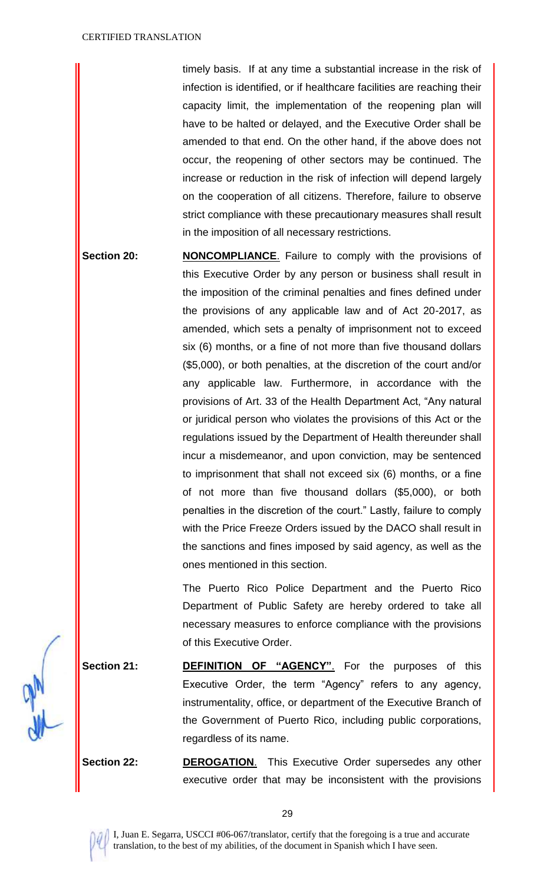timely basis. If at any time a substantial increase in the risk of infection is identified, or if healthcare facilities are reaching their capacity limit, the implementation of the reopening plan will have to be halted or delayed, and the Executive Order shall be amended to that end. On the other hand, if the above does not occur, the reopening of other sectors may be continued. The increase or reduction in the risk of infection will depend largely on the cooperation of all citizens. Therefore, failure to observe strict compliance with these precautionary measures shall result in the imposition of all necessary restrictions.

**Section 20:** **NONCOMPLIANCE**. Failure to comply with the provisions of this Executive Order by any person or business shall result in the imposition of the criminal penalties and fines defined under the provisions of any applicable law and of Act 20-2017, as amended, which sets a penalty of imprisonment not to exceed six (6) months, or a fine of not more than five thousand dollars ($5,000), or both penalties, at the discretion of the court and/or any applicable law. Furthermore, in accordance with the provisions of Art. 33 of the Health Department Act, "Any natural or juridical person who violates the provisions of this Act or the regulations issued by the Department of Health thereunder shall incur a misdemeanor, and upon conviction, may be sentenced to imprisonment that shall not exceed six (6) months, or a fine of not more than five thousand dollars ($5,000), or both penalties in the discretion of the court." Lastly, failure to comply with the Price Freeze Orders issued by the DACO shall result in the sanctions and fines imposed by said agency, as well as the ones mentioned in this section.

The Puerto Rico Police Department and the Puerto Rico Department of Public Safety are hereby ordered to take all necessary measures to enforce compliance with the provisions of this Executive Order.

**Section 21:** **DEFINITION OF "AGENCY"**. For the purposes of this Executive Order, the term "Agency" refers to any agency, instrumentality, office, or department of the Executive Branch of the Government of Puerto Rico, including public corporations, regardless of its name.

**Section 22:** **DEROGATION**. This Executive Order supersedes any other executive order that may be inconsistent with the provisions

I, Juan E. Segarra, USCCI #06-067/translator, certify that the foregoing is a true and accurate translation, to the best of my abilities, of the document in Spanish which I have seen.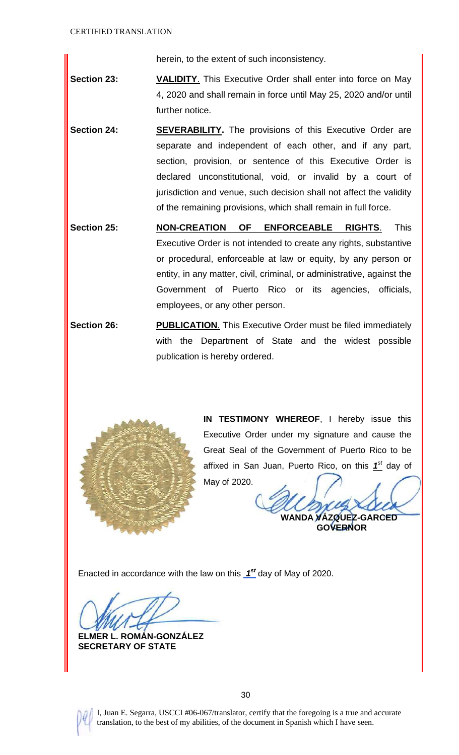herein, to the extent of such inconsistency.

**Section 23:** **VALIDITY**. This Executive Order shall enter into force on May 4, 2020 and shall remain in force until May 25, 2020 and/or until further notice.

**Section 24:** **SEVERABILITY.** The provisions of this Executive Order are separate and independent of each other, and if any part, section, provision, or sentence of this Executive Order is declared unconstitutional, void, or invalid by a court of jurisdiction and venue, such decision shall not affect the validity of the remaining provisions, which shall remain in full force.

**Section 25:** **NON-CREATION OF ENFORCEABLE RIGHTS**. This Executive Order is not intended to create any rights, substantive or procedural, enforceable at law or equity, by any person or entity, in any matter, civil, criminal, or administrative, against the Government of Puerto Rico or its agencies, officials, employees, or any other person.

**Section 26:** **PUBLICATION**. This Executive Order must be filed immediately with the Department of State and the widest possible publication is hereby ordered.

**IN TESTIMONY WHEREOF**, I hereby issue this Executive Order under my signature and cause the Great Seal of the Government of Puerto Rico to be affixed in San Juan, Puerto Rico, on this ***1st*** day of May of 2020.

**WANDA VÁZQUEZ-GARCED**
**GOVERNOR**

Enacted in accordance with the law on this ***1st*** day of May of 2020.

**ELMER L. ROMÁN-GONZÁLEZ**
**SECRETARY OF STATE**

I, Juan E. Segarra, USCCI #06-067/translator, certify that the foregoing is a true and accurate translation, to the best of my abilities, of the document in Spanish which I have seen.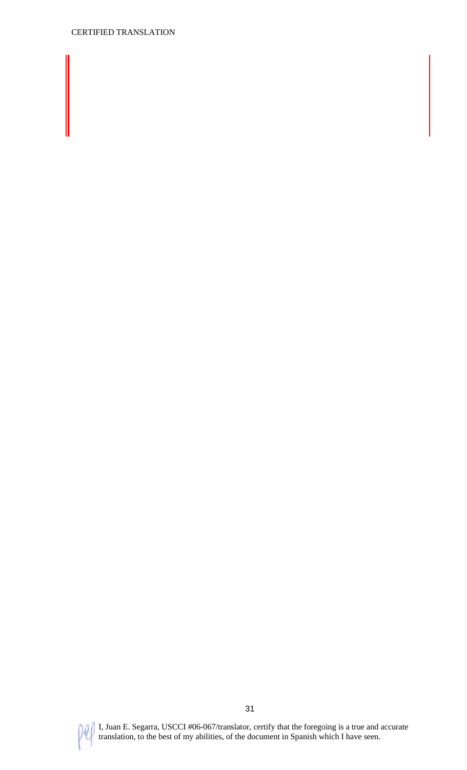CERTIFIED TRANSLATION

I, Juan E. Segarra, USCCI #06-067/translator, certify that the foregoing is a true and accurate translation, to the best of my abilities, of the document in Spanish which I have seen.